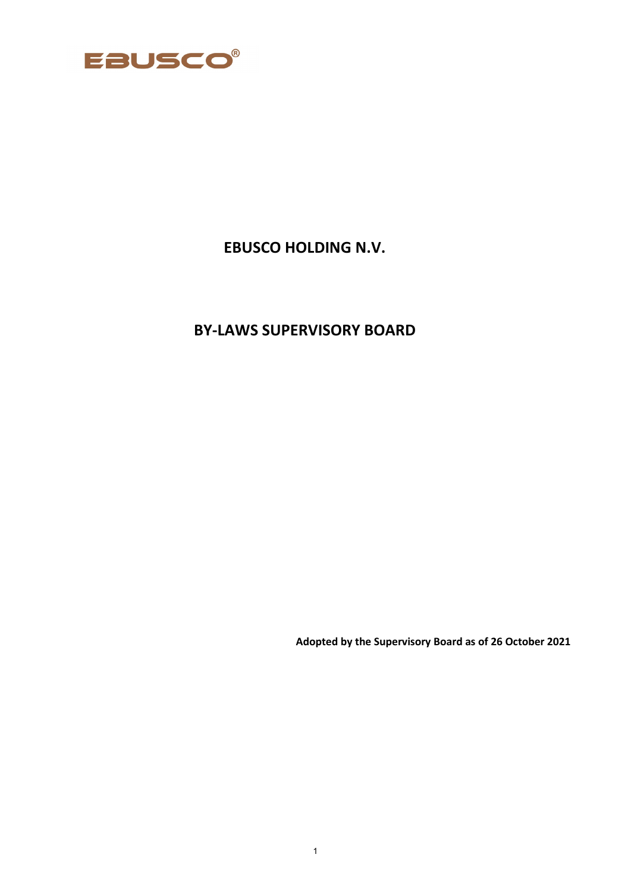EBUSCO®

# EBUSCO HOLDING N.V.

# BY-LAWS SUPERVISORY BOARD

**Adopted by the Supervisory Board as of 26 October 2021**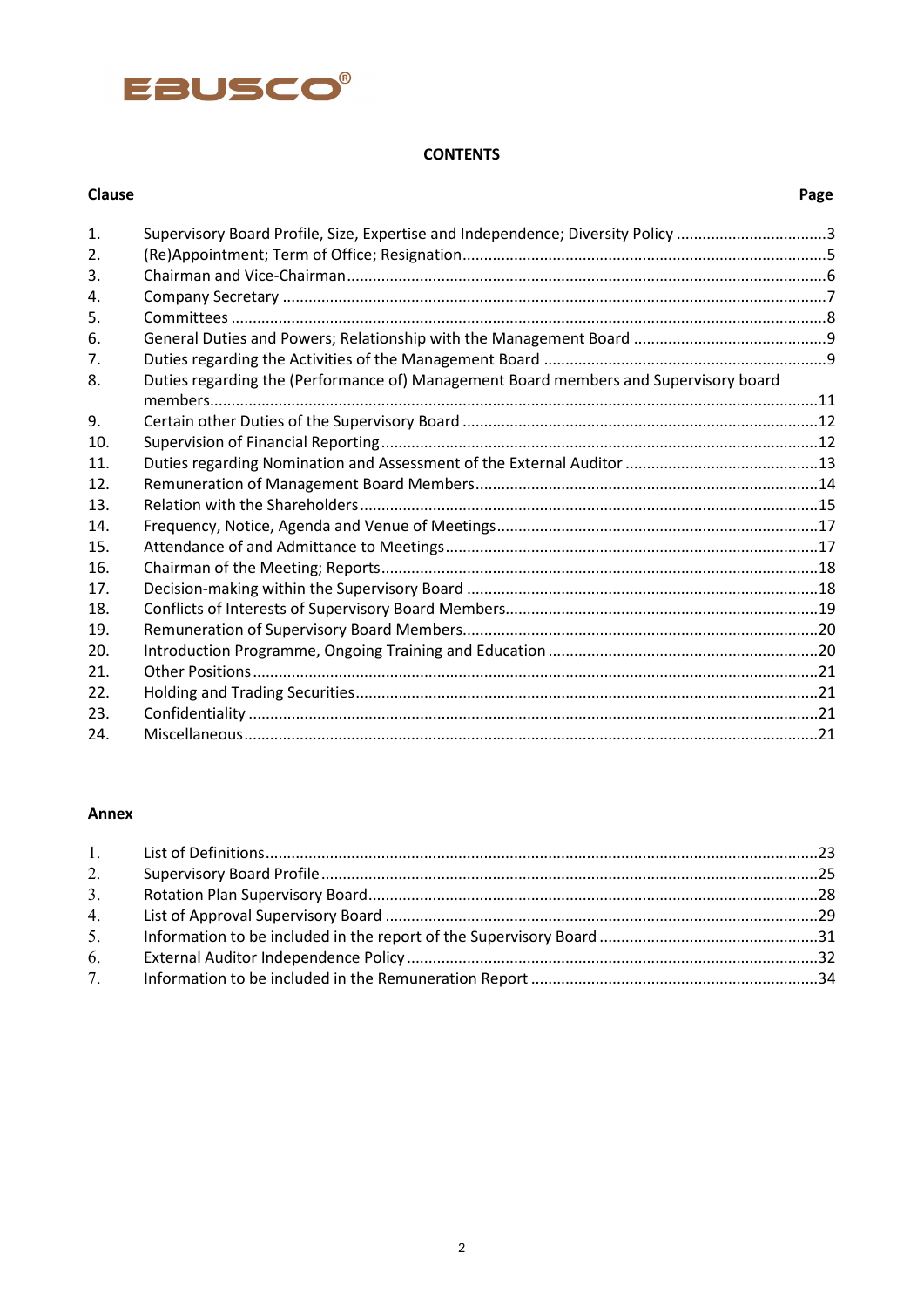EBUSCO®

# CONTENTS

| Clause | | Page |
|---|---|---|
| 1. | Supervisory Board Profile, Size, Expertise and Independence; Diversity Policy | 3 |
| 2. | (Re)Appointment; Term of Office; Resignation | 5 |
| 3. | Chairman and Vice-Chairman | 6 |
| 4. | Company Secretary | 7 |
| 5. | Committees | 8 |
| 6. | General Duties and Powers; Relationship with the Management Board | 9 |
| 7. | Duties regarding the Activities of the Management Board | 9 |
| 8. | Duties regarding the (Performance of) Management Board members and Supervisory board members | 11 |
| 9. | Certain other Duties of the Supervisory Board | 12 |
| 10. | Supervision of Financial Reporting | 12 |
| 11. | Duties regarding Nomination and Assessment of the External Auditor | 13 |
| 12. | Remuneration of Management Board Members | 14 |
| 13. | Relation with the Shareholders | 15 |
| 14. | Frequency, Notice, Agenda and Venue of Meetings | 17 |
| 15. | Attendance of and Admittance to Meetings | 17 |
| 16. | Chairman of the Meeting; Reports | 18 |
| 17. | Decision-making within the Supervisory Board | 18 |
| 18. | Conflicts of Interests of Supervisory Board Members | 19 |
| 19. | Remuneration of Supervisory Board Members | 20 |
| 20. | Introduction Programme, Ongoing Training and Education | 20 |
| 21. | Other Positions | 21 |
| 22. | Holding and Trading Securities | 21 |
| 23. | Confidentiality | 21 |
| 24. | Miscellaneous | 21 |

**Annex**

| | | |
|---|---|---|
| 1. | List of Definitions | 23 |
| 2. | Supervisory Board Profile | 25 |
| 3. | Rotation Plan Supervisory Board | 28 |
| 4. | List of Approval Supervisory Board | 29 |
| 5. | Information to be included in the report of the Supervisory Board | 31 |
| 6. | External Auditor Independence Policy | 32 |
| 7. | Information to be included in the Remuneration Report | 34 |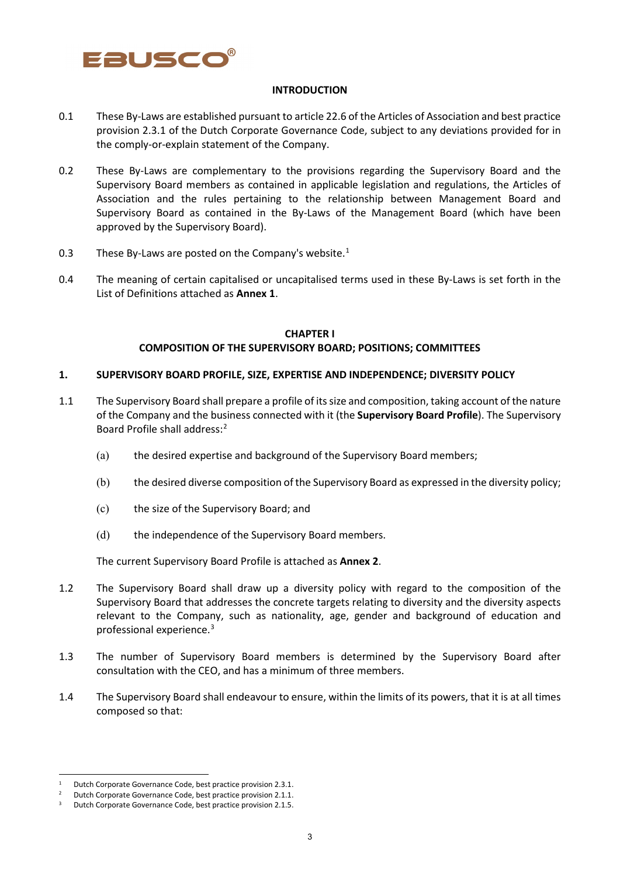## INTRODUCTION

0.1 These By-Laws are established pursuant to article 22.6 of the Articles of Association and best practice provision 2.3.1 of the Dutch Corporate Governance Code, subject to any deviations provided for in the comply-or-explain statement of the Company.

0.2 These By-Laws are complementary to the provisions regarding the Supervisory Board and the Supervisory Board members as contained in applicable legislation and regulations, the Articles of Association and the rules pertaining to the relationship between Management Board and Supervisory Board as contained in the By-Laws of the Management Board (which have been approved by the Supervisory Board).

0.3 These By-Laws are posted on the Company's website.[1]

0.4 The meaning of certain capitalised or uncapitalised terms used in these By-Laws is set forth in the List of Definitions attached as **Annex 1**.

## CHAPTER I
## COMPOSITION OF THE SUPERVISORY BOARD; POSITIONS; COMMITTEES

### 1. SUPERVISORY BOARD PROFILE, SIZE, EXPERTISE AND INDEPENDENCE; DIVERSITY POLICY

1.1 The Supervisory Board shall prepare a profile of its size and composition, taking account of the nature of the Company and the business connected with it (the **Supervisory Board Profile**). The Supervisory Board Profile shall address:[2]

(a) the desired expertise and background of the Supervisory Board members;

(b) the desired diverse composition of the Supervisory Board as expressed in the diversity policy;

(c) the size of the Supervisory Board; and

(d) the independence of the Supervisory Board members.

The current Supervisory Board Profile is attached as **Annex 2**.

1.2 The Supervisory Board shall draw up a diversity policy with regard to the composition of the Supervisory Board that addresses the concrete targets relating to diversity and the diversity aspects relevant to the Company, such as nationality, age, gender and background of education and professional experience.[3]

1.3 The number of Supervisory Board members is determined by the Supervisory Board after consultation with the CEO, and has a minimum of three members.

1.4 The Supervisory Board shall endeavour to ensure, within the limits of its powers, that it is at all times composed so that:

---

[1] Dutch Corporate Governance Code, best practice provision 2.3.1.
[2] Dutch Corporate Governance Code, best practice provision 2.1.1.
[3] Dutch Corporate Governance Code, best practice provision 2.1.5.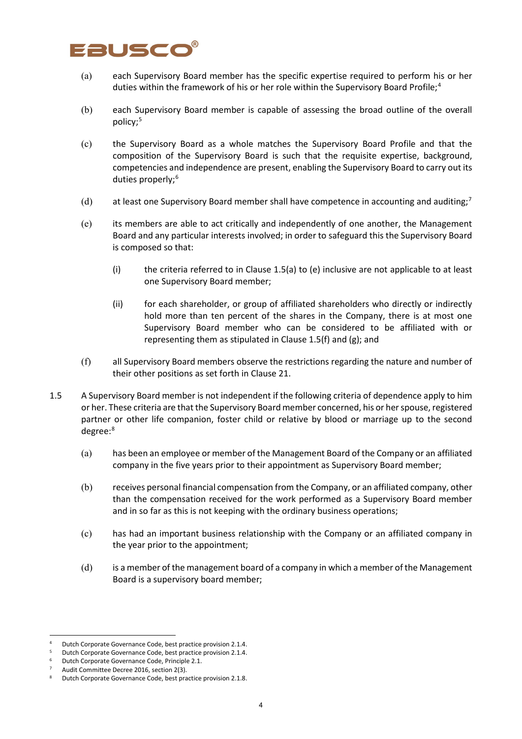(a) each Supervisory Board member has the specific expertise required to perform his or her duties within the framework of his or her role within the Supervisory Board Profile;[4]

(b) each Supervisory Board member is capable of assessing the broad outline of the overall policy;[5]

(c) the Supervisory Board as a whole matches the Supervisory Board Profile and that the composition of the Supervisory Board is such that the requisite expertise, background, competencies and independence are present, enabling the Supervisory Board to carry out its duties properly;[6]

(d) at least one Supervisory Board member shall have competence in accounting and auditing;[7]

(e) its members are able to act critically and independently of one another, the Management Board and any particular interests involved; in order to safeguard this the Supervisory Board is composed so that:

  (i) the criteria referred to in Clause 1.5(a) to (e) inclusive are not applicable to at least one Supervisory Board member;

  (ii) for each shareholder, or group of affiliated shareholders who directly or indirectly hold more than ten percent of the shares in the Company, there is at most one Supervisory Board member who can be considered to be affiliated with or representing them as stipulated in Clause 1.5(f) and (g); and

(f) all Supervisory Board members observe the restrictions regarding the nature and number of their other positions as set forth in Clause 21.

1.5 A Supervisory Board member is not independent if the following criteria of dependence apply to him or her. These criteria are that the Supervisory Board member concerned, his or her spouse, registered partner or other life companion, foster child or relative by blood or marriage up to the second degree:[8]

(a) has been an employee or member of the Management Board of the Company or an affiliated company in the five years prior to their appointment as Supervisory Board member;

(b) receives personal financial compensation from the Company, or an affiliated company, other than the compensation received for the work performed as a Supervisory Board member and in so far as this is not keeping with the ordinary business operations;

(c) has had an important business relationship with the Company or an affiliated company in the year prior to the appointment;

(d) is a member of the management board of a company in which a member of the Management Board is a supervisory board member;

---

[4] Dutch Corporate Governance Code, best practice provision 2.1.4.

[5] Dutch Corporate Governance Code, best practice provision 2.1.4.

[6] Dutch Corporate Governance Code, Principle 2.1.

[7] Audit Committee Decree 2016, section 2(3).

[8] Dutch Corporate Governance Code, best practice provision 2.1.8.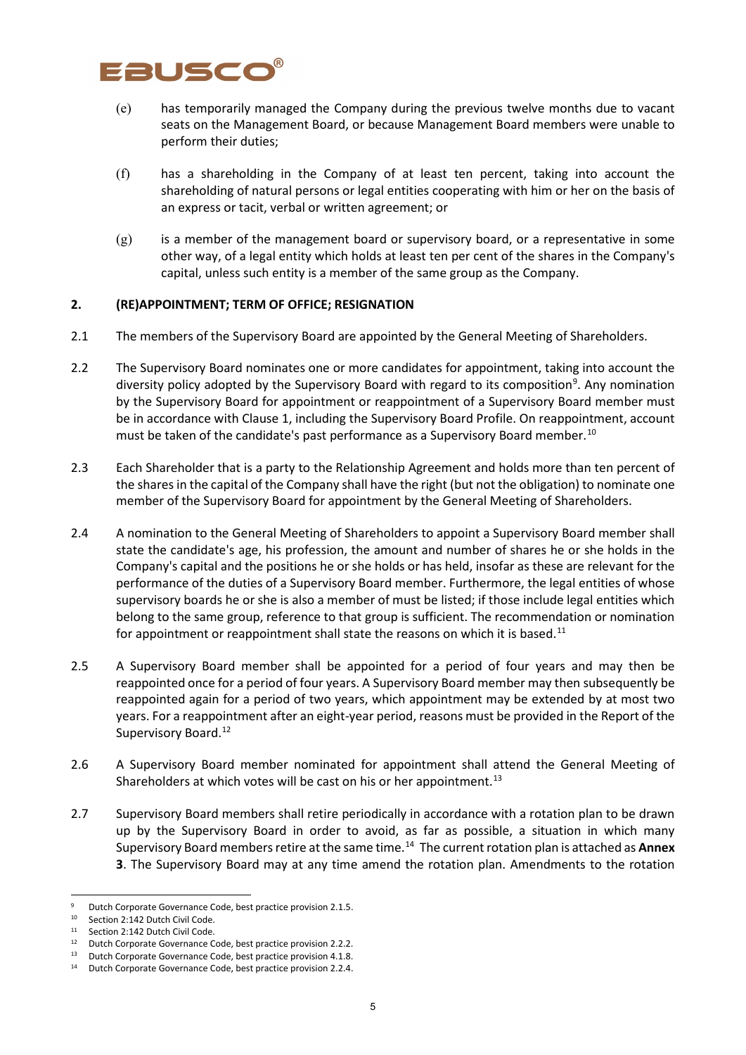(e) has temporarily managed the Company during the previous twelve months due to vacant seats on the Management Board, or because Management Board members were unable to perform their duties;

(f) has a shareholding in the Company of at least ten percent, taking into account the shareholding of natural persons or legal entities cooperating with him or her on the basis of an express or tacit, verbal or written agreement; or

(g) is a member of the management board or supervisory board, or a representative in some other way, of a legal entity which holds at least ten per cent of the shares in the Company's capital, unless such entity is a member of the same group as the Company.

## 2. (RE)APPOINTMENT; TERM OF OFFICE; RESIGNATION

2.1 The members of the Supervisory Board are appointed by the General Meeting of Shareholders.

2.2 The Supervisory Board nominates one or more candidates for appointment, taking into account the diversity policy adopted by the Supervisory Board with regard to its composition[9]. Any nomination by the Supervisory Board for appointment or reappointment of a Supervisory Board member must be in accordance with Clause 1, including the Supervisory Board Profile. On reappointment, account must be taken of the candidate's past performance as a Supervisory Board member.[10]

2.3 Each Shareholder that is a party to the Relationship Agreement and holds more than ten percent of the shares in the capital of the Company shall have the right (but not the obligation) to nominate one member of the Supervisory Board for appointment by the General Meeting of Shareholders.

2.4 A nomination to the General Meeting of Shareholders to appoint a Supervisory Board member shall state the candidate's age, his profession, the amount and number of shares he or she holds in the Company's capital and the positions he or she holds or has held, insofar as these are relevant for the performance of the duties of a Supervisory Board member. Furthermore, the legal entities of whose supervisory boards he or she is also a member of must be listed; if those include legal entities which belong to the same group, reference to that group is sufficient. The recommendation or nomination for appointment or reappointment shall state the reasons on which it is based.[11]

2.5 A Supervisory Board member shall be appointed for a period of four years and may then be reappointed once for a period of four years. A Supervisory Board member may then subsequently be reappointed again for a period of two years, which appointment may be extended by at most two years. For a reappointment after an eight-year period, reasons must be provided in the Report of the Supervisory Board.[12]

2.6 A Supervisory Board member nominated for appointment shall attend the General Meeting of Shareholders at which votes will be cast on his or her appointment.[13]

2.7 Supervisory Board members shall retire periodically in accordance with a rotation plan to be drawn up by the Supervisory Board in order to avoid, as far as possible, a situation in which many Supervisory Board members retire at the same time.[14] The current rotation plan is attached as **Annex 3**. The Supervisory Board may at any time amend the rotation plan. Amendments to the rotation

---

[9] Dutch Corporate Governance Code, best practice provision 2.1.5.

[10] Section 2:142 Dutch Civil Code.

[11] Section 2:142 Dutch Civil Code.

[12] Dutch Corporate Governance Code, best practice provision 2.2.2.

[13] Dutch Corporate Governance Code, best practice provision 4.1.8.

[14] Dutch Corporate Governance Code, best practice provision 2.2.4.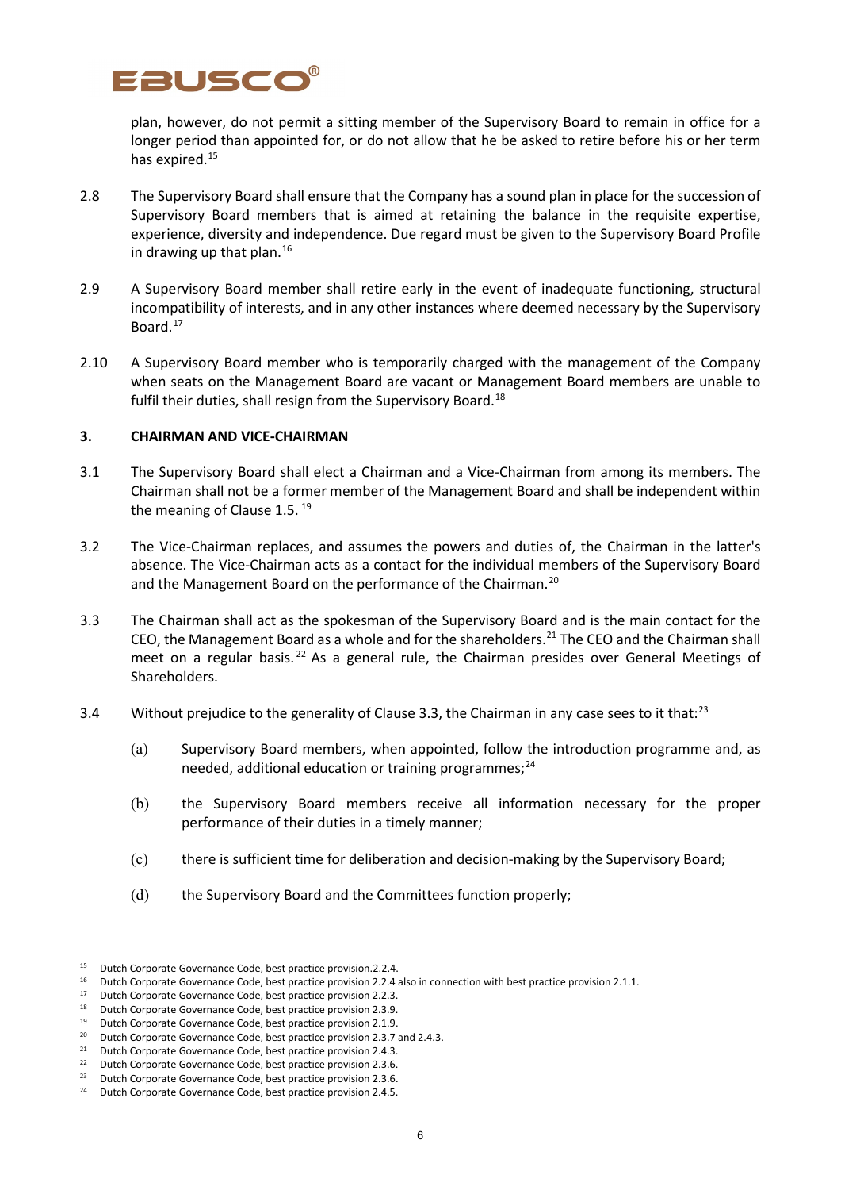plan, however, do not permit a sitting member of the Supervisory Board to remain in office for a longer period than appointed for, or do not allow that he be asked to retire before his or her term has expired.[15]

2.8 The Supervisory Board shall ensure that the Company has a sound plan in place for the succession of Supervisory Board members that is aimed at retaining the balance in the requisite expertise, experience, diversity and independence. Due regard must be given to the Supervisory Board Profile in drawing up that plan.[16]

2.9 A Supervisory Board member shall retire early in the event of inadequate functioning, structural incompatibility of interests, and in any other instances where deemed necessary by the Supervisory Board.[17]

2.10 A Supervisory Board member who is temporarily charged with the management of the Company when seats on the Management Board are vacant or Management Board members are unable to fulfil their duties, shall resign from the Supervisory Board.[18]

## 3. CHAIRMAN AND VICE-CHAIRMAN

3.1 The Supervisory Board shall elect a Chairman and a Vice-Chairman from among its members. The Chairman shall not be a former member of the Management Board and shall be independent within the meaning of Clause 1.5. [19]

3.2 The Vice-Chairman replaces, and assumes the powers and duties of, the Chairman in the latter's absence. The Vice-Chairman acts as a contact for the individual members of the Supervisory Board and the Management Board on the performance of the Chairman.[20]

3.3 The Chairman shall act as the spokesman of the Supervisory Board and is the main contact for the CEO, the Management Board as a whole and for the shareholders.[21] The CEO and the Chairman shall meet on a regular basis.[22] As a general rule, the Chairman presides over General Meetings of Shareholders.

3.4 Without prejudice to the generality of Clause 3.3, the Chairman in any case sees to it that:[23]

(a) Supervisory Board members, when appointed, follow the introduction programme and, as needed, additional education or training programmes;[24]

(b) the Supervisory Board members receive all information necessary for the proper performance of their duties in a timely manner;

(c) there is sufficient time for deliberation and decision-making by the Supervisory Board;

(d) the Supervisory Board and the Committees function properly;

---

[15] Dutch Corporate Governance Code, best practice provision.2.2.4.

[16] Dutch Corporate Governance Code, best practice provision 2.2.4 also in connection with best practice provision 2.1.1.

[17] Dutch Corporate Governance Code, best practice provision 2.2.3.

[18] Dutch Corporate Governance Code, best practice provision 2.3.9.

[19] Dutch Corporate Governance Code, best practice provision 2.1.9.

[20] Dutch Corporate Governance Code, best practice provision 2.3.7 and 2.4.3.

[21] Dutch Corporate Governance Code, best practice provision 2.4.3.

[22] Dutch Corporate Governance Code, best practice provision 2.3.6.

[23] Dutch Corporate Governance Code, best practice provision 2.3.6.

[24] Dutch Corporate Governance Code, best practice provision 2.4.5.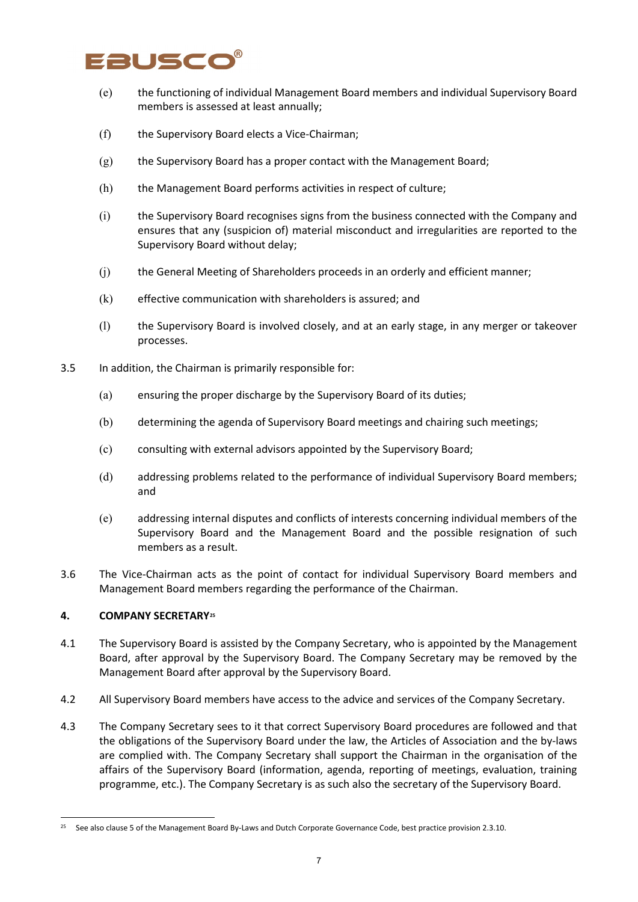(e) the functioning of individual Management Board members and individual Supervisory Board members is assessed at least annually;

(f) the Supervisory Board elects a Vice-Chairman;

(g) the Supervisory Board has a proper contact with the Management Board;

(h) the Management Board performs activities in respect of culture;

(i) the Supervisory Board recognises signs from the business connected with the Company and ensures that any (suspicion of) material misconduct and irregularities are reported to the Supervisory Board without delay;

(j) the General Meeting of Shareholders proceeds in an orderly and efficient manner;

(k) effective communication with shareholders is assured; and

(l) the Supervisory Board is involved closely, and at an early stage, in any merger or takeover processes.

3.5 In addition, the Chairman is primarily responsible for:

(a) ensuring the proper discharge by the Supervisory Board of its duties;

(b) determining the agenda of Supervisory Board meetings and chairing such meetings;

(c) consulting with external advisors appointed by the Supervisory Board;

(d) addressing problems related to the performance of individual Supervisory Board members; and

(e) addressing internal disputes and conflicts of interests concerning individual members of the Supervisory Board and the Management Board and the possible resignation of such members as a result.

3.6 The Vice-Chairman acts as the point of contact for individual Supervisory Board members and Management Board members regarding the performance of the Chairman.

## 4. COMPANY SECRETARY[25]

4.1 The Supervisory Board is assisted by the Company Secretary, who is appointed by the Management Board, after approval by the Supervisory Board. The Company Secretary may be removed by the Management Board after approval by the Supervisory Board.

4.2 All Supervisory Board members have access to the advice and services of the Company Secretary.

4.3 The Company Secretary sees to it that correct Supervisory Board procedures are followed and that the obligations of the Supervisory Board under the law, the Articles of Association and the by-laws are complied with. The Company Secretary shall support the Chairman in the organisation of the affairs of the Supervisory Board (information, agenda, reporting of meetings, evaluation, training programme, etc.). The Company Secretary is as such also the secretary of the Supervisory Board.

---

[25] See also clause 5 of the Management Board By-Laws and Dutch Corporate Governance Code, best practice provision 2.3.10.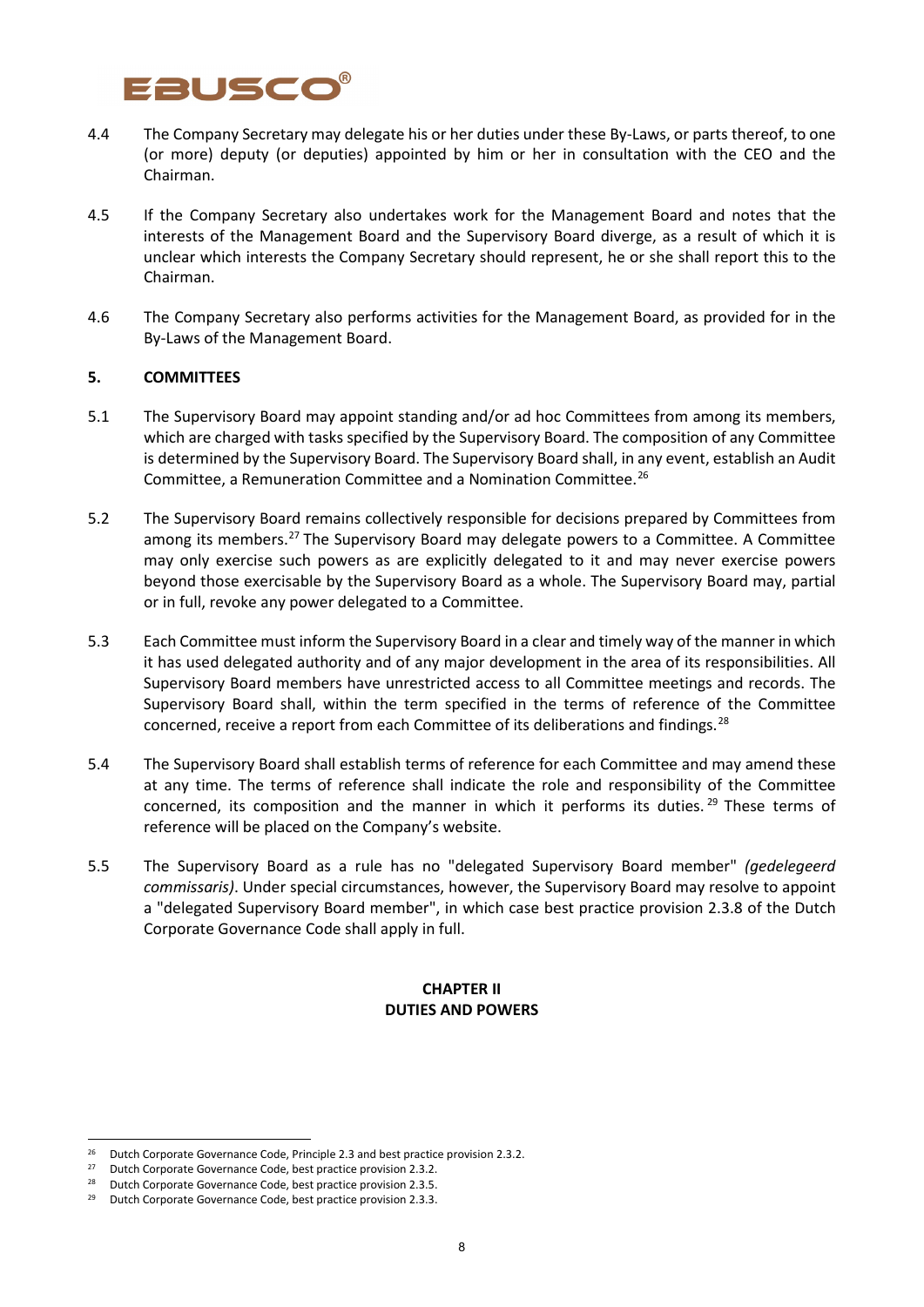4.4 The Company Secretary may delegate his or her duties under these By-Laws, or parts thereof, to one (or more) deputy (or deputies) appointed by him or her in consultation with the CEO and the Chairman.

4.5 If the Company Secretary also undertakes work for the Management Board and notes that the interests of the Management Board and the Supervisory Board diverge, as a result of which it is unclear which interests the Company Secretary should represent, he or she shall report this to the Chairman.

4.6 The Company Secretary also performs activities for the Management Board, as provided for in the By-Laws of the Management Board.

## 5. COMMITTEES

5.1 The Supervisory Board may appoint standing and/or ad hoc Committees from among its members, which are charged with tasks specified by the Supervisory Board. The composition of any Committee is determined by the Supervisory Board. The Supervisory Board shall, in any event, establish an Audit Committee, a Remuneration Committee and a Nomination Committee.[26]

5.2 The Supervisory Board remains collectively responsible for decisions prepared by Committees from among its members.[27] The Supervisory Board may delegate powers to a Committee. A Committee may only exercise such powers as are explicitly delegated to it and may never exercise powers beyond those exercisable by the Supervisory Board as a whole. The Supervisory Board may, partial or in full, revoke any power delegated to a Committee.

5.3 Each Committee must inform the Supervisory Board in a clear and timely way of the manner in which it has used delegated authority and of any major development in the area of its responsibilities. All Supervisory Board members have unrestricted access to all Committee meetings and records. The Supervisory Board shall, within the term specified in the terms of reference of the Committee concerned, receive a report from each Committee of its deliberations and findings.[28]

5.4 The Supervisory Board shall establish terms of reference for each Committee and may amend these at any time. The terms of reference shall indicate the role and responsibility of the Committee concerned, its composition and the manner in which it performs its duties.[29] These terms of reference will be placed on the Company's website.

5.5 The Supervisory Board as a rule has no "delegated Supervisory Board member" *(gedelegeerd commissaris)*. Under special circumstances, however, the Supervisory Board may resolve to appoint a "delegated Supervisory Board member", in which case best practice provision 2.3.8 of the Dutch Corporate Governance Code shall apply in full.

## CHAPTER II
## DUTIES AND POWERS

---

[26] Dutch Corporate Governance Code, Principle 2.3 and best practice provision 2.3.2.

[27] Dutch Corporate Governance Code, best practice provision 2.3.2.

[28] Dutch Corporate Governance Code, best practice provision 2.3.5.

[29] Dutch Corporate Governance Code, best practice provision 2.3.3.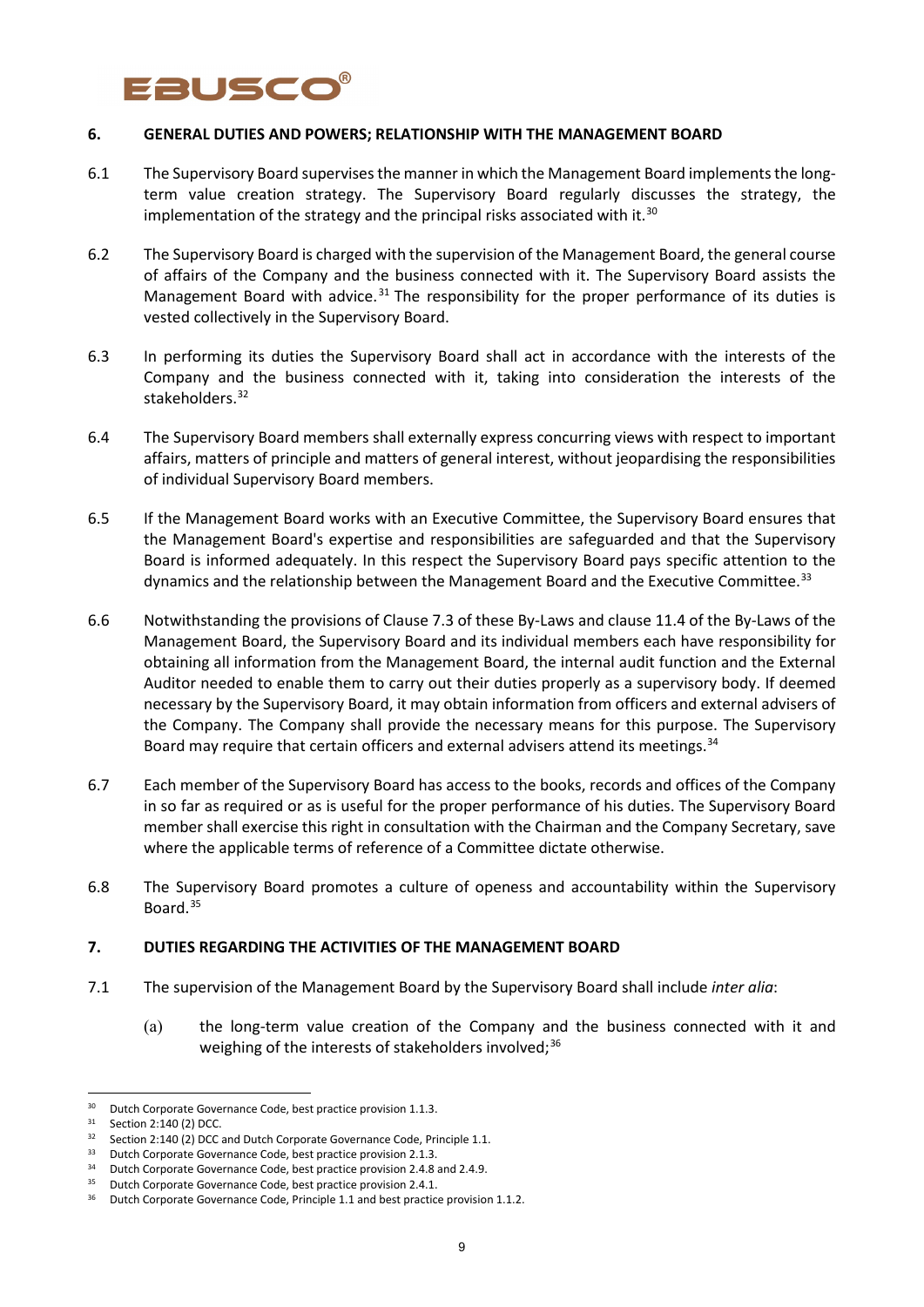## 6. GENERAL DUTIES AND POWERS; RELATIONSHIP WITH THE MANAGEMENT BOARD

6.1 The Supervisory Board supervises the manner in which the Management Board implements the long-term value creation strategy. The Supervisory Board regularly discusses the strategy, the implementation of the strategy and the principal risks associated with it.[30]

6.2 The Supervisory Board is charged with the supervision of the Management Board, the general course of affairs of the Company and the business connected with it. The Supervisory Board assists the Management Board with advice.[31] The responsibility for the proper performance of its duties is vested collectively in the Supervisory Board.

6.3 In performing its duties the Supervisory Board shall act in accordance with the interests of the Company and the business connected with it, taking into consideration the interests of the stakeholders.[32]

6.4 The Supervisory Board members shall externally express concurring views with respect to important affairs, matters of principle and matters of general interest, without jeopardising the responsibilities of individual Supervisory Board members.

6.5 If the Management Board works with an Executive Committee, the Supervisory Board ensures that the Management Board's expertise and responsibilities are safeguarded and that the Supervisory Board is informed adequately. In this respect the Supervisory Board pays specific attention to the dynamics and the relationship between the Management Board and the Executive Committee.[33]

6.6 Notwithstanding the provisions of Clause 7.3 of these By-Laws and clause 11.4 of the By-Laws of the Management Board, the Supervisory Board and its individual members each have responsibility for obtaining all information from the Management Board, the internal audit function and the External Auditor needed to enable them to carry out their duties properly as a supervisory body. If deemed necessary by the Supervisory Board, it may obtain information from officers and external advisers of the Company. The Company shall provide the necessary means for this purpose. The Supervisory Board may require that certain officers and external advisers attend its meetings.[34]

6.7 Each member of the Supervisory Board has access to the books, records and offices of the Company in so far as required or as is useful for the proper performance of his duties. The Supervisory Board member shall exercise this right in consultation with the Chairman and the Company Secretary, save where the applicable terms of reference of a Committee dictate otherwise.

6.8 The Supervisory Board promotes a culture of openess and accountability within the Supervisory Board.[35]

## 7. DUTIES REGARDING THE ACTIVITIES OF THE MANAGEMENT BOARD

7.1 The supervision of the Management Board by the Supervisory Board shall include *inter alia*:

(a) the long-term value creation of the Company and the business connected with it and weighing of the interests of stakeholders involved;[36]

---

[30] Dutch Corporate Governance Code, best practice provision 1.1.3.

[31] Section 2:140 (2) DCC.

[32] Section 2:140 (2) DCC and Dutch Corporate Governance Code, Principle 1.1.

[33] Dutch Corporate Governance Code, best practice provision 2.1.3.

[34] Dutch Corporate Governance Code, best practice provision 2.4.8 and 2.4.9.

[35] Dutch Corporate Governance Code, best practice provision 2.4.1.

[36] Dutch Corporate Governance Code, Principle 1.1 and best practice provision 1.1.2.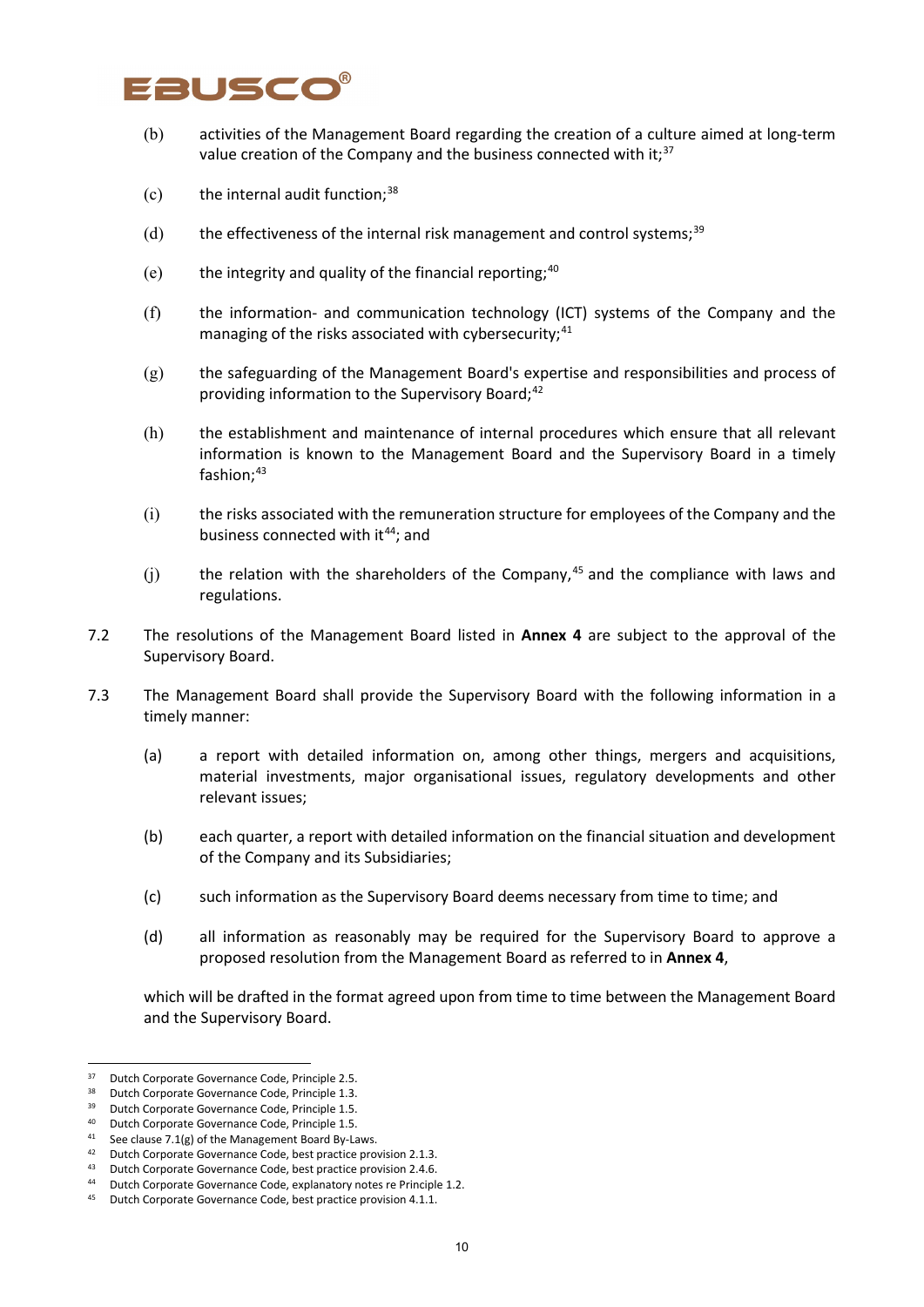(b) activities of the Management Board regarding the creation of a culture aimed at long-term value creation of the Company and the business connected with it;[37]

(c) the internal audit function;[38]

(d) the effectiveness of the internal risk management and control systems;[39]

(e) the integrity and quality of the financial reporting;[40]

(f) the information- and communication technology (ICT) systems of the Company and the managing of the risks associated with cybersecurity;[41]

(g) the safeguarding of the Management Board's expertise and responsibilities and process of providing information to the Supervisory Board;[42]

(h) the establishment and maintenance of internal procedures which ensure that all relevant information is known to the Management Board and the Supervisory Board in a timely fashion;[43]

(i) the risks associated with the remuneration structure for employees of the Company and the business connected with it[44]; and

(j) the relation with the shareholders of the Company,[45] and the compliance with laws and regulations.

7.2 The resolutions of the Management Board listed in **Annex 4** are subject to the approval of the Supervisory Board.

7.3 The Management Board shall provide the Supervisory Board with the following information in a timely manner:

(a) a report with detailed information on, among other things, mergers and acquisitions, material investments, major organisational issues, regulatory developments and other relevant issues;

(b) each quarter, a report with detailed information on the financial situation and development of the Company and its Subsidiaries;

(c) such information as the Supervisory Board deems necessary from time to time; and

(d) all information as reasonably may be required for the Supervisory Board to approve a proposed resolution from the Management Board as referred to in **Annex 4**,

which will be drafted in the format agreed upon from time to time between the Management Board and the Supervisory Board.

---

[37] Dutch Corporate Governance Code, Principle 2.5.
[38] Dutch Corporate Governance Code, Principle 1.3.
[39] Dutch Corporate Governance Code, Principle 1.5.
[40] Dutch Corporate Governance Code, Principle 1.5.
[41] See clause 7.1(g) of the Management Board By-Laws.
[42] Dutch Corporate Governance Code, best practice provision 2.1.3.
[43] Dutch Corporate Governance Code, best practice provision 2.4.6.
[44] Dutch Corporate Governance Code, explanatory notes re Principle 1.2.
[45] Dutch Corporate Governance Code, best practice provision 4.1.1.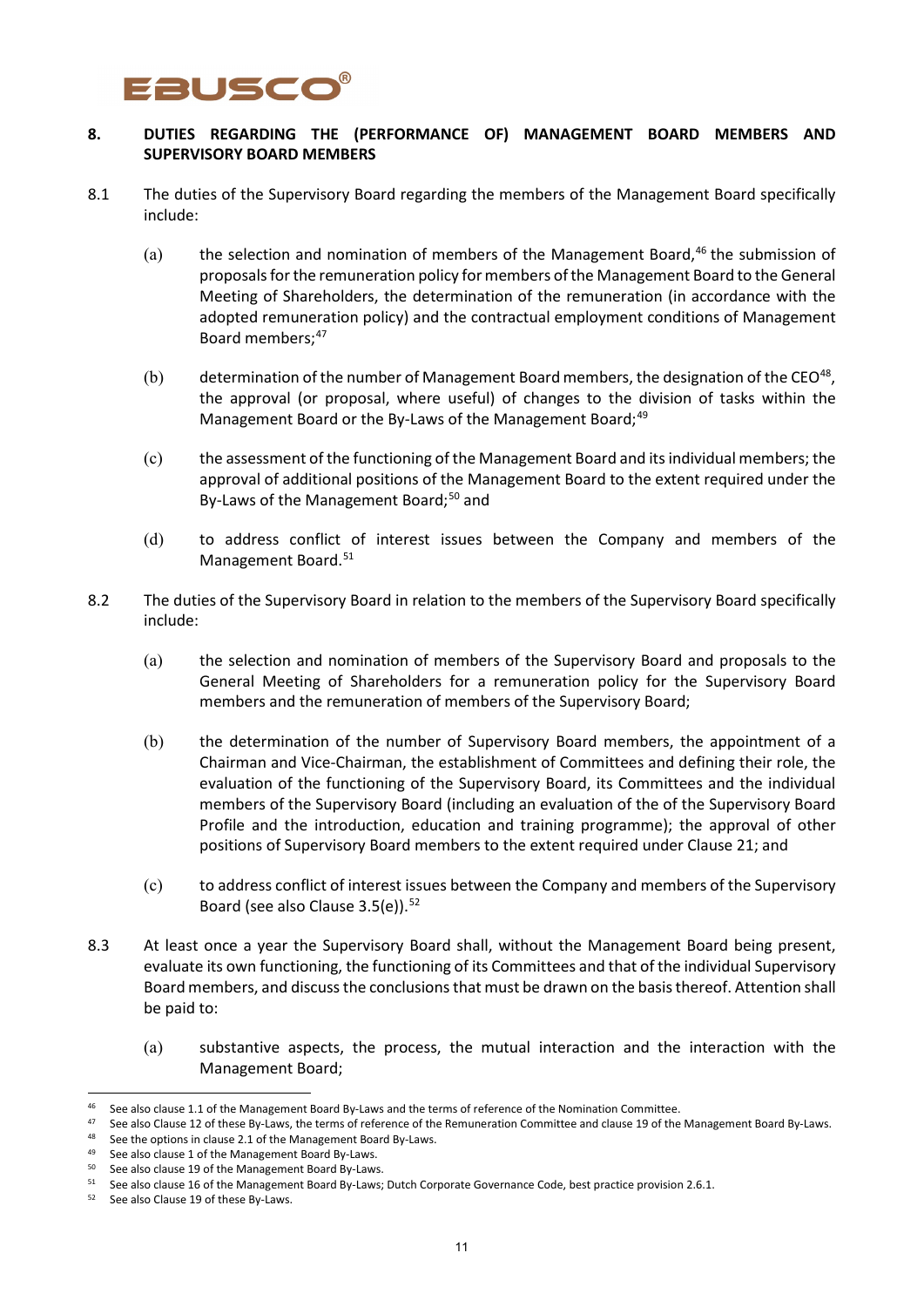## 8. DUTIES REGARDING THE (PERFORMANCE OF) MANAGEMENT BOARD MEMBERS AND SUPERVISORY BOARD MEMBERS

8.1 The duties of the Supervisory Board regarding the members of the Management Board specifically include:

(a) the selection and nomination of members of the Management Board,[46] the submission of proposals for the remuneration policy for members of the Management Board to the General Meeting of Shareholders, the determination of the remuneration (in accordance with the adopted remuneration policy) and the contractual employment conditions of Management Board members;[47]

(b) determination of the number of Management Board members, the designation of the CEO[48], the approval (or proposal, where useful) of changes to the division of tasks within the Management Board or the By-Laws of the Management Board;[49]

(c) the assessment of the functioning of the Management Board and its individual members; the approval of additional positions of the Management Board to the extent required under the By-Laws of the Management Board;[50] and

(d) to address conflict of interest issues between the Company and members of the Management Board.[51]

8.2 The duties of the Supervisory Board in relation to the members of the Supervisory Board specifically include:

(a) the selection and nomination of members of the Supervisory Board and proposals to the General Meeting of Shareholders for a remuneration policy for the Supervisory Board members and the remuneration of members of the Supervisory Board;

(b) the determination of the number of Supervisory Board members, the appointment of a Chairman and Vice-Chairman, the establishment of Committees and defining their role, the evaluation of the functioning of the Supervisory Board, its Committees and the individual members of the Supervisory Board (including an evaluation of the of the Supervisory Board Profile and the introduction, education and training programme); the approval of other positions of Supervisory Board members to the extent required under Clause 21; and

(c) to address conflict of interest issues between the Company and members of the Supervisory Board (see also Clause 3.5(e)).[52]

8.3 At least once a year the Supervisory Board shall, without the Management Board being present, evaluate its own functioning, the functioning of its Committees and that of the individual Supervisory Board members, and discuss the conclusions that must be drawn on the basis thereof. Attention shall be paid to:

(a) substantive aspects, the process, the mutual interaction and the interaction with the Management Board;

---

[46] See also clause 1.1 of the Management Board By-Laws and the terms of reference of the Nomination Committee.

[47] See also Clause 12 of these By-Laws, the terms of reference of the Remuneration Committee and clause 19 of the Management Board By-Laws.

[48] See the options in clause 2.1 of the Management Board By-Laws.

[49] See also clause 1 of the Management Board By-Laws.

[50] See also clause 19 of the Management Board By-Laws.

[51] See also clause 16 of the Management Board By-Laws; Dutch Corporate Governance Code, best practice provision 2.6.1.

[52] See also Clause 19 of these By-Laws.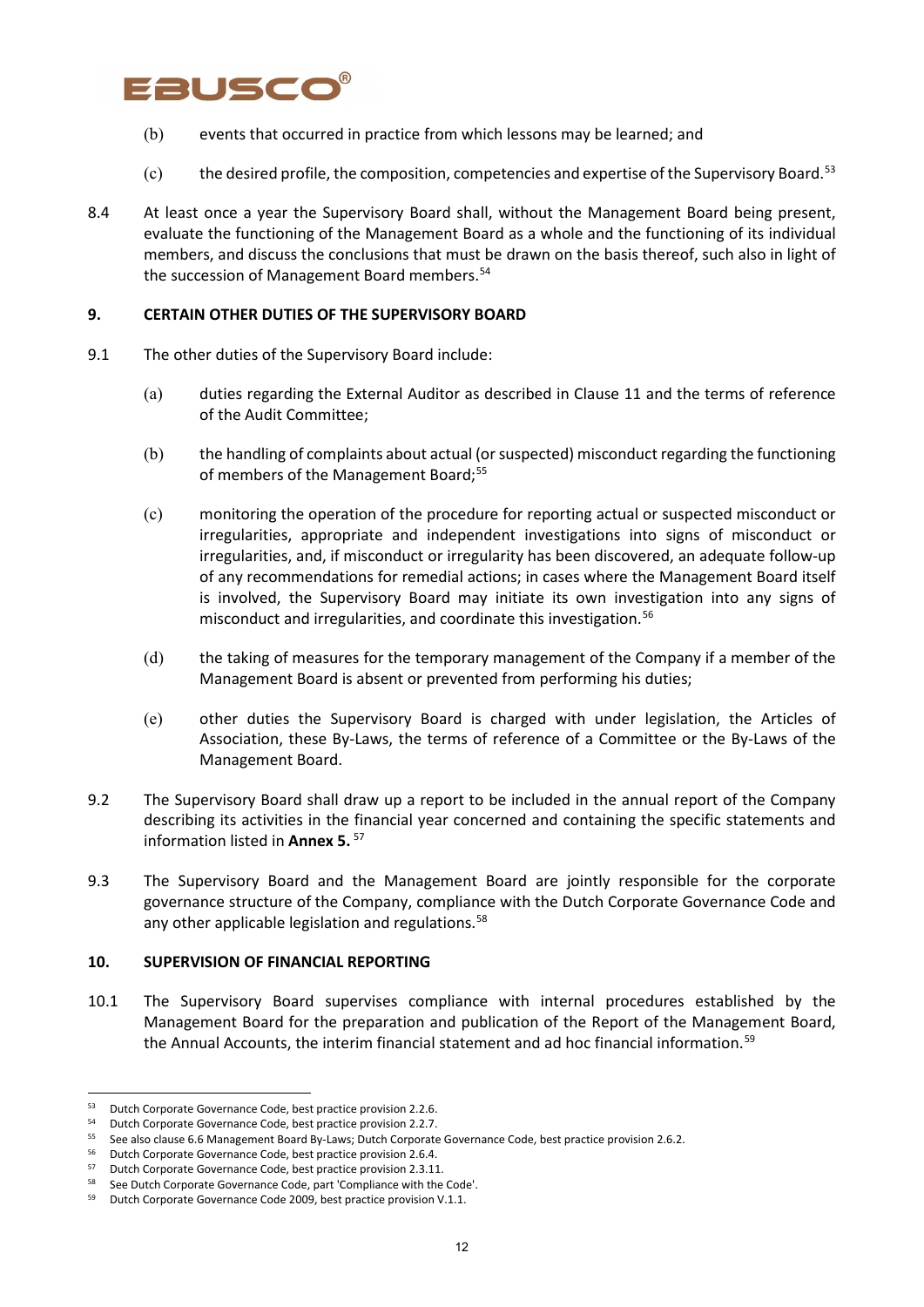(b) events that occurred in practice from which lessons may be learned; and

(c) the desired profile, the composition, competencies and expertise of the Supervisory Board.[53]

8.4 At least once a year the Supervisory Board shall, without the Management Board being present, evaluate the functioning of the Management Board as a whole and the functioning of its individual members, and discuss the conclusions that must be drawn on the basis thereof, such also in light of the succession of Management Board members.[54]

## 9. CERTAIN OTHER DUTIES OF THE SUPERVISORY BOARD

9.1 The other duties of the Supervisory Board include:

(a) duties regarding the External Auditor as described in Clause 11 and the terms of reference of the Audit Committee;

(b) the handling of complaints about actual (or suspected) misconduct regarding the functioning of members of the Management Board;[55]

(c) monitoring the operation of the procedure for reporting actual or suspected misconduct or irregularities, appropriate and independent investigations into signs of misconduct or irregularities, and, if misconduct or irregularity has been discovered, an adequate follow-up of any recommendations for remedial actions; in cases where the Management Board itself is involved, the Supervisory Board may initiate its own investigation into any signs of misconduct and irregularities, and coordinate this investigation.[56]

(d) the taking of measures for the temporary management of the Company if a member of the Management Board is absent or prevented from performing his duties;

(e) other duties the Supervisory Board is charged with under legislation, the Articles of Association, these By-Laws, the terms of reference of a Committee or the By-Laws of the Management Board.

9.2 The Supervisory Board shall draw up a report to be included in the annual report of the Company describing its activities in the financial year concerned and containing the specific statements and information listed in **Annex 5.** [57]

9.3 The Supervisory Board and the Management Board are jointly responsible for the corporate governance structure of the Company, compliance with the Dutch Corporate Governance Code and any other applicable legislation and regulations.[58]

## 10. SUPERVISION OF FINANCIAL REPORTING

10.1 The Supervisory Board supervises compliance with internal procedures established by the Management Board for the preparation and publication of the Report of the Management Board, the Annual Accounts, the interim financial statement and ad hoc financial information.[59]

---

[53] Dutch Corporate Governance Code, best practice provision 2.2.6.

[54] Dutch Corporate Governance Code, best practice provision 2.2.7.

[55] See also clause 6.6 Management Board By-Laws; Dutch Corporate Governance Code, best practice provision 2.6.2.

[56] Dutch Corporate Governance Code, best practice provision 2.6.4.

[57] Dutch Corporate Governance Code, best practice provision 2.3.11.

[58] See Dutch Corporate Governance Code, part 'Compliance with the Code'.

[59] Dutch Corporate Governance Code 2009, best practice provision V.1.1.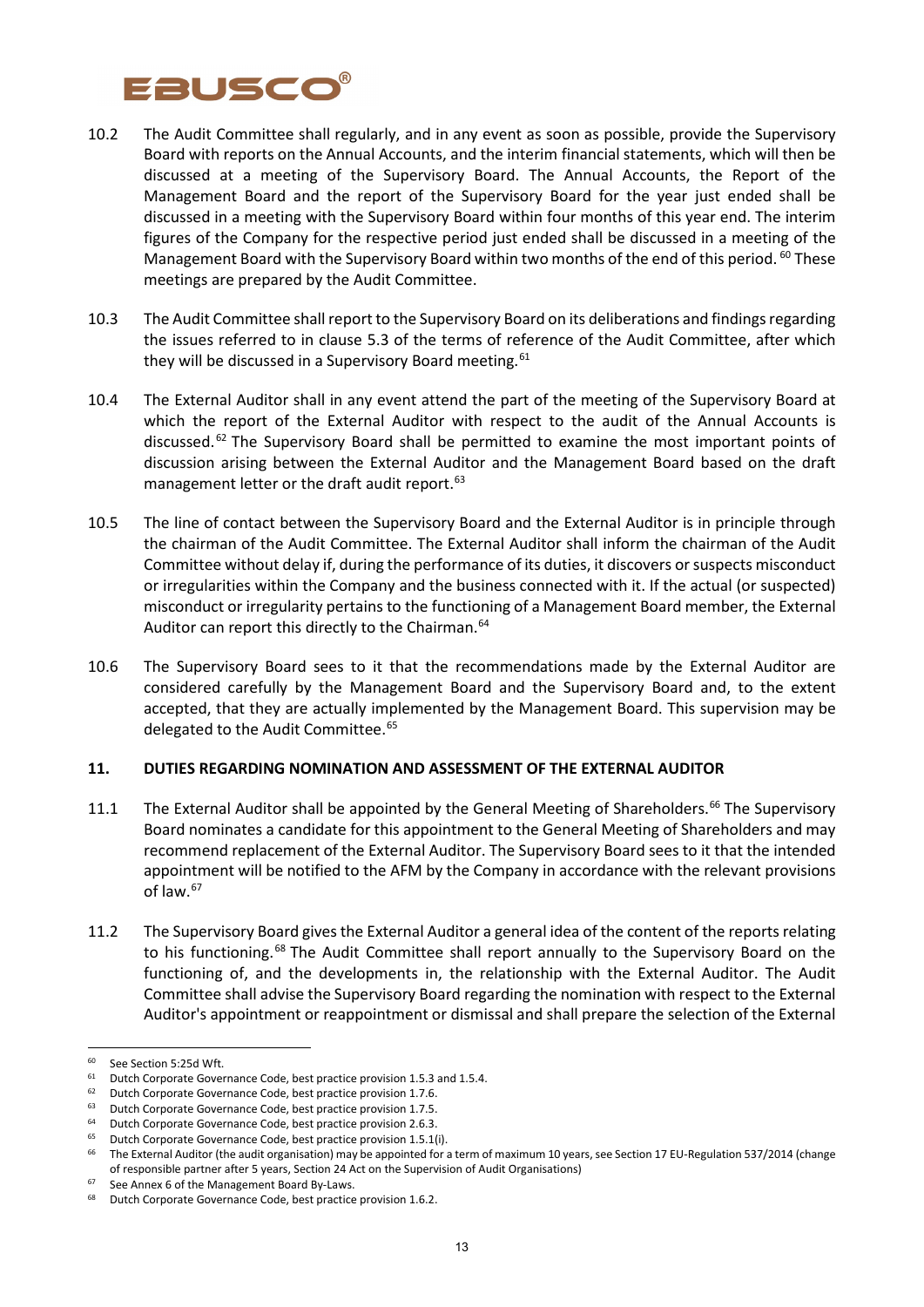10.2 The Audit Committee shall regularly, and in any event as soon as possible, provide the Supervisory Board with reports on the Annual Accounts, and the interim financial statements, which will then be discussed at a meeting of the Supervisory Board. The Annual Accounts, the Report of the Management Board and the report of the Supervisory Board for the year just ended shall be discussed in a meeting with the Supervisory Board within four months of this year end. The interim figures of the Company for the respective period just ended shall be discussed in a meeting of the Management Board with the Supervisory Board within two months of the end of this period.[60] These meetings are prepared by the Audit Committee.

10.3 The Audit Committee shall report to the Supervisory Board on its deliberations and findings regarding the issues referred to in clause 5.3 of the terms of reference of the Audit Committee, after which they will be discussed in a Supervisory Board meeting.[61]

10.4 The External Auditor shall in any event attend the part of the meeting of the Supervisory Board at which the report of the External Auditor with respect to the audit of the Annual Accounts is discussed.[62] The Supervisory Board shall be permitted to examine the most important points of discussion arising between the External Auditor and the Management Board based on the draft management letter or the draft audit report.[63]

10.5 The line of contact between the Supervisory Board and the External Auditor is in principle through the chairman of the Audit Committee. The External Auditor shall inform the chairman of the Audit Committee without delay if, during the performance of its duties, it discovers or suspects misconduct or irregularities within the Company and the business connected with it. If the actual (or suspected) misconduct or irregularity pertains to the functioning of a Management Board member, the External Auditor can report this directly to the Chairman.[64]

10.6 The Supervisory Board sees to it that the recommendations made by the External Auditor are considered carefully by the Management Board and the Supervisory Board and, to the extent accepted, that they are actually implemented by the Management Board. This supervision may be delegated to the Audit Committee.[65]

**11. DUTIES REGARDING NOMINATION AND ASSESSMENT OF THE EXTERNAL AUDITOR**

11.1 The External Auditor shall be appointed by the General Meeting of Shareholders.[66] The Supervisory Board nominates a candidate for this appointment to the General Meeting of Shareholders and may recommend replacement of the External Auditor. The Supervisory Board sees to it that the intended appointment will be notified to the AFM by the Company in accordance with the relevant provisions of law.[67]

11.2 The Supervisory Board gives the External Auditor a general idea of the content of the reports relating to his functioning.[68] The Audit Committee shall report annually to the Supervisory Board on the functioning of, and the developments in, the relationship with the External Auditor. The Audit Committee shall advise the Supervisory Board regarding the nomination with respect to the External Auditor's appointment or reappointment or dismissal and shall prepare the selection of the External

---

[60] See Section 5:25d Wft.

[61] Dutch Corporate Governance Code, best practice provision 1.5.3 and 1.5.4.

[62] Dutch Corporate Governance Code, best practice provision 1.7.6.

[63] Dutch Corporate Governance Code, best practice provision 1.7.5.

[64] Dutch Corporate Governance Code, best practice provision 2.6.3.

[65] Dutch Corporate Governance Code, best practice provision 1.5.1(i).

[66] The External Auditor (the audit organisation) may be appointed for a term of maximum 10 years, see Section 17 EU-Regulation 537/2014 (change of responsible partner after 5 years, Section 24 Act on the Supervision of Audit Organisations)

[67] See Annex 6 of the Management Board By-Laws.

[68] Dutch Corporate Governance Code, best practice provision 1.6.2.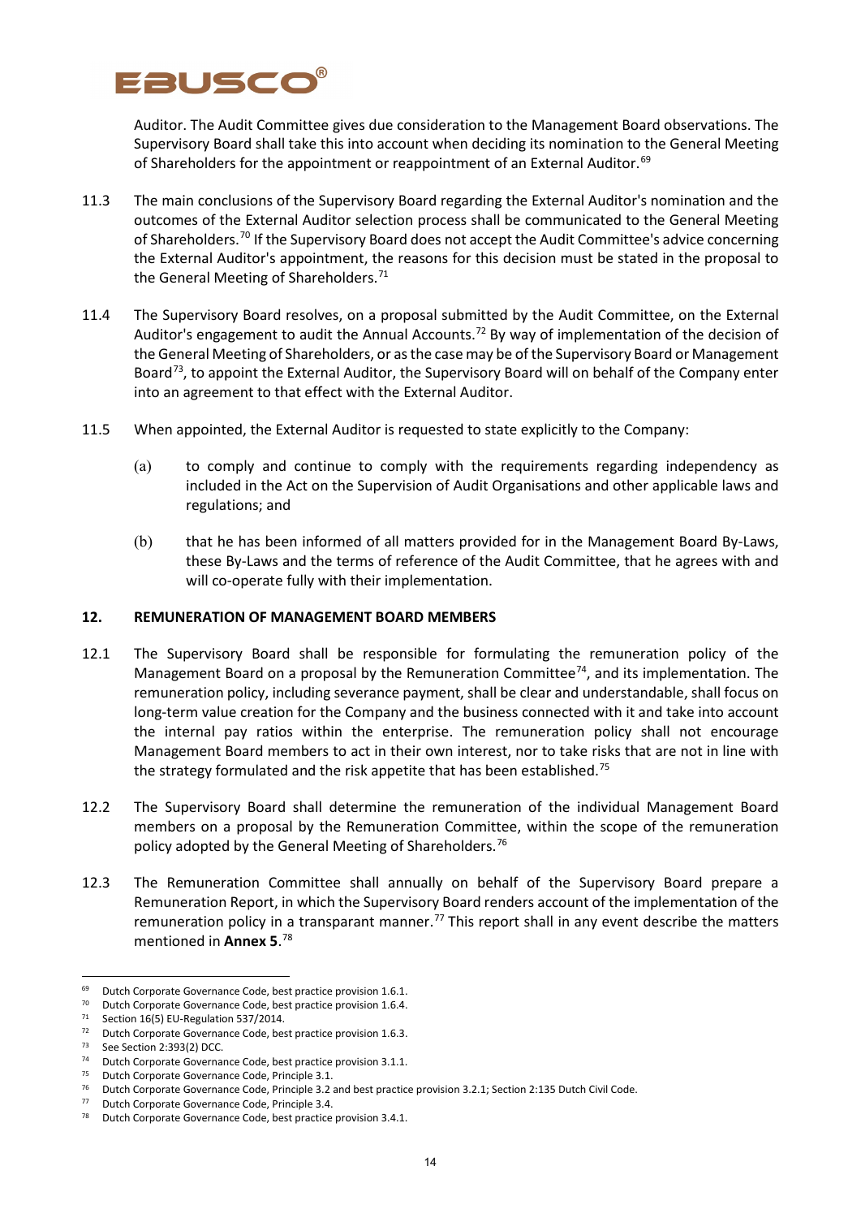Auditor. The Audit Committee gives due consideration to the Management Board observations. The Supervisory Board shall take this into account when deciding its nomination to the General Meeting of Shareholders for the appointment or reappointment of an External Auditor.[69]

11.3 The main conclusions of the Supervisory Board regarding the External Auditor's nomination and the outcomes of the External Auditor selection process shall be communicated to the General Meeting of Shareholders.[70] If the Supervisory Board does not accept the Audit Committee's advice concerning the External Auditor's appointment, the reasons for this decision must be stated in the proposal to the General Meeting of Shareholders.[71]

11.4 The Supervisory Board resolves, on a proposal submitted by the Audit Committee, on the External Auditor's engagement to audit the Annual Accounts.[72] By way of implementation of the decision of the General Meeting of Shareholders, or as the case may be of the Supervisory Board or Management Board[73], to appoint the External Auditor, the Supervisory Board will on behalf of the Company enter into an agreement to that effect with the External Auditor.

11.5 When appointed, the External Auditor is requested to state explicitly to the Company:

(a) to comply and continue to comply with the requirements regarding independency as included in the Act on the Supervision of Audit Organisations and other applicable laws and regulations; and

(b) that he has been informed of all matters provided for in the Management Board By-Laws, these By-Laws and the terms of reference of the Audit Committee, that he agrees with and will co-operate fully with their implementation.

## 12. REMUNERATION OF MANAGEMENT BOARD MEMBERS

12.1 The Supervisory Board shall be responsible for formulating the remuneration policy of the Management Board on a proposal by the Remuneration Committee[74], and its implementation. The remuneration policy, including severance payment, shall be clear and understandable, shall focus on long-term value creation for the Company and the business connected with it and take into account the internal pay ratios within the enterprise. The remuneration policy shall not encourage Management Board members to act in their own interest, nor to take risks that are not in line with the strategy formulated and the risk appetite that has been established.[75]

12.2 The Supervisory Board shall determine the remuneration of the individual Management Board members on a proposal by the Remuneration Committee, within the scope of the remuneration policy adopted by the General Meeting of Shareholders.[76]

12.3 The Remuneration Committee shall annually on behalf of the Supervisory Board prepare a Remuneration Report, in which the Supervisory Board renders account of the implementation of the remuneration policy in a transparant manner.[77] This report shall in any event describe the matters mentioned in **Annex 5**.[78]

---

[69] Dutch Corporate Governance Code, best practice provision 1.6.1.
[70] Dutch Corporate Governance Code, best practice provision 1.6.4.
[71] Section 16(5) EU-Regulation 537/2014.
[72] Dutch Corporate Governance Code, best practice provision 1.6.3.
[73] See Section 2:393(2) DCC.
[74] Dutch Corporate Governance Code, best practice provision 3.1.1.
[75] Dutch Corporate Governance Code, Principle 3.1.
[76] Dutch Corporate Governance Code, Principle 3.2 and best practice provision 3.2.1; Section 2:135 Dutch Civil Code.
[77] Dutch Corporate Governance Code, Principle 3.4.
[78] Dutch Corporate Governance Code, best practice provision 3.4.1.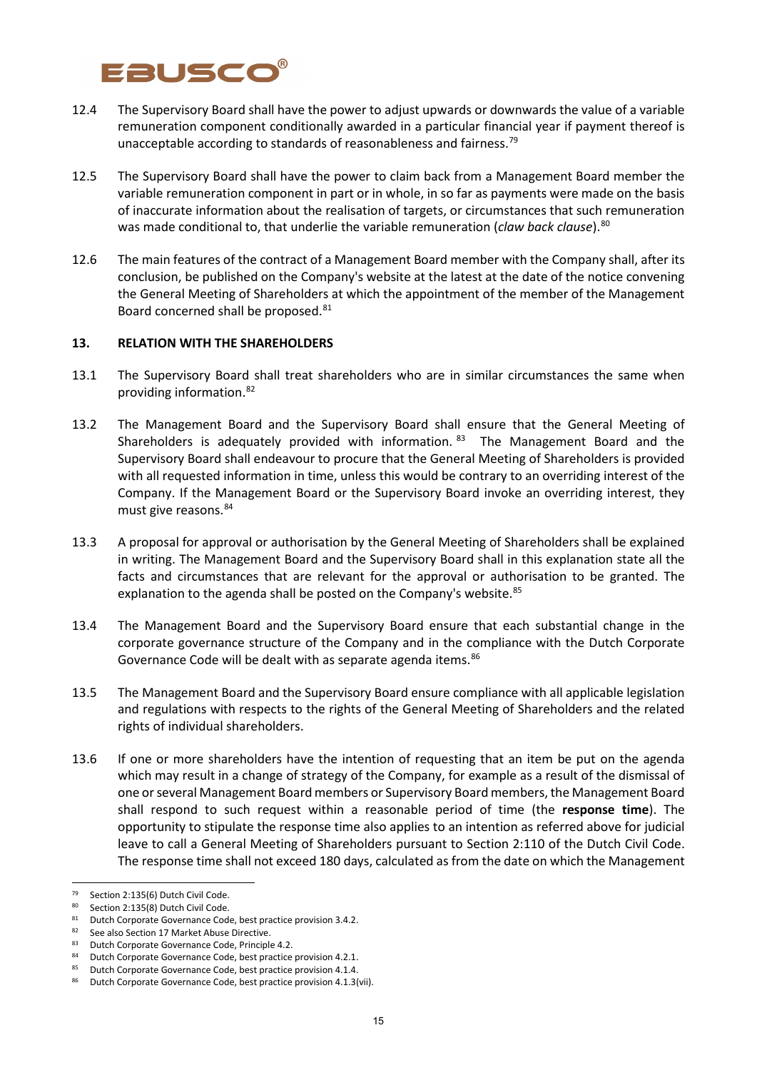12.4 The Supervisory Board shall have the power to adjust upwards or downwards the value of a variable remuneration component conditionally awarded in a particular financial year if payment thereof is unacceptable according to standards of reasonableness and fairness.[79]

12.5 The Supervisory Board shall have the power to claim back from a Management Board member the variable remuneration component in part or in whole, in so far as payments were made on the basis of inaccurate information about the realisation of targets, or circumstances that such remuneration was made conditional to, that underlie the variable remuneration (*claw back clause*).[80]

12.6 The main features of the contract of a Management Board member with the Company shall, after its conclusion, be published on the Company's website at the latest at the date of the notice convening the General Meeting of Shareholders at which the appointment of the member of the Management Board concerned shall be proposed.[81]

## 13. RELATION WITH THE SHAREHOLDERS

13.1 The Supervisory Board shall treat shareholders who are in similar circumstances the same when providing information.[82]

13.2 The Management Board and the Supervisory Board shall ensure that the General Meeting of Shareholders is adequately provided with information.[83] The Management Board and the Supervisory Board shall endeavour to procure that the General Meeting of Shareholders is provided with all requested information in time, unless this would be contrary to an overriding interest of the Company. If the Management Board or the Supervisory Board invoke an overriding interest, they must give reasons.[84]

13.3 A proposal for approval or authorisation by the General Meeting of Shareholders shall be explained in writing. The Management Board and the Supervisory Board shall in this explanation state all the facts and circumstances that are relevant for the approval or authorisation to be granted. The explanation to the agenda shall be posted on the Company's website.[85]

13.4 The Management Board and the Supervisory Board ensure that each substantial change in the corporate governance structure of the Company and in the compliance with the Dutch Corporate Governance Code will be dealt with as separate agenda items.[86]

13.5 The Management Board and the Supervisory Board ensure compliance with all applicable legislation and regulations with respects to the rights of the General Meeting of Shareholders and the related rights of individual shareholders.

13.6 If one or more shareholders have the intention of requesting that an item be put on the agenda which may result in a change of strategy of the Company, for example as a result of the dismissal of one or several Management Board members or Supervisory Board members, the Management Board shall respond to such request within a reasonable period of time (the **response time**). The opportunity to stipulate the response time also applies to an intention as referred above for judicial leave to call a General Meeting of Shareholders pursuant to Section 2:110 of the Dutch Civil Code. The response time shall not exceed 180 days, calculated as from the date on which the Management

---

[79] Section 2:135(6) Dutch Civil Code.
[80] Section 2:135(8) Dutch Civil Code.
[81] Dutch Corporate Governance Code, best practice provision 3.4.2.
[82] See also Section 17 Market Abuse Directive.
[83] Dutch Corporate Governance Code, Principle 4.2.
[84] Dutch Corporate Governance Code, best practice provision 4.2.1.
[85] Dutch Corporate Governance Code, best practice provision 4.1.4.
[86] Dutch Corporate Governance Code, best practice provision 4.1.3(vii).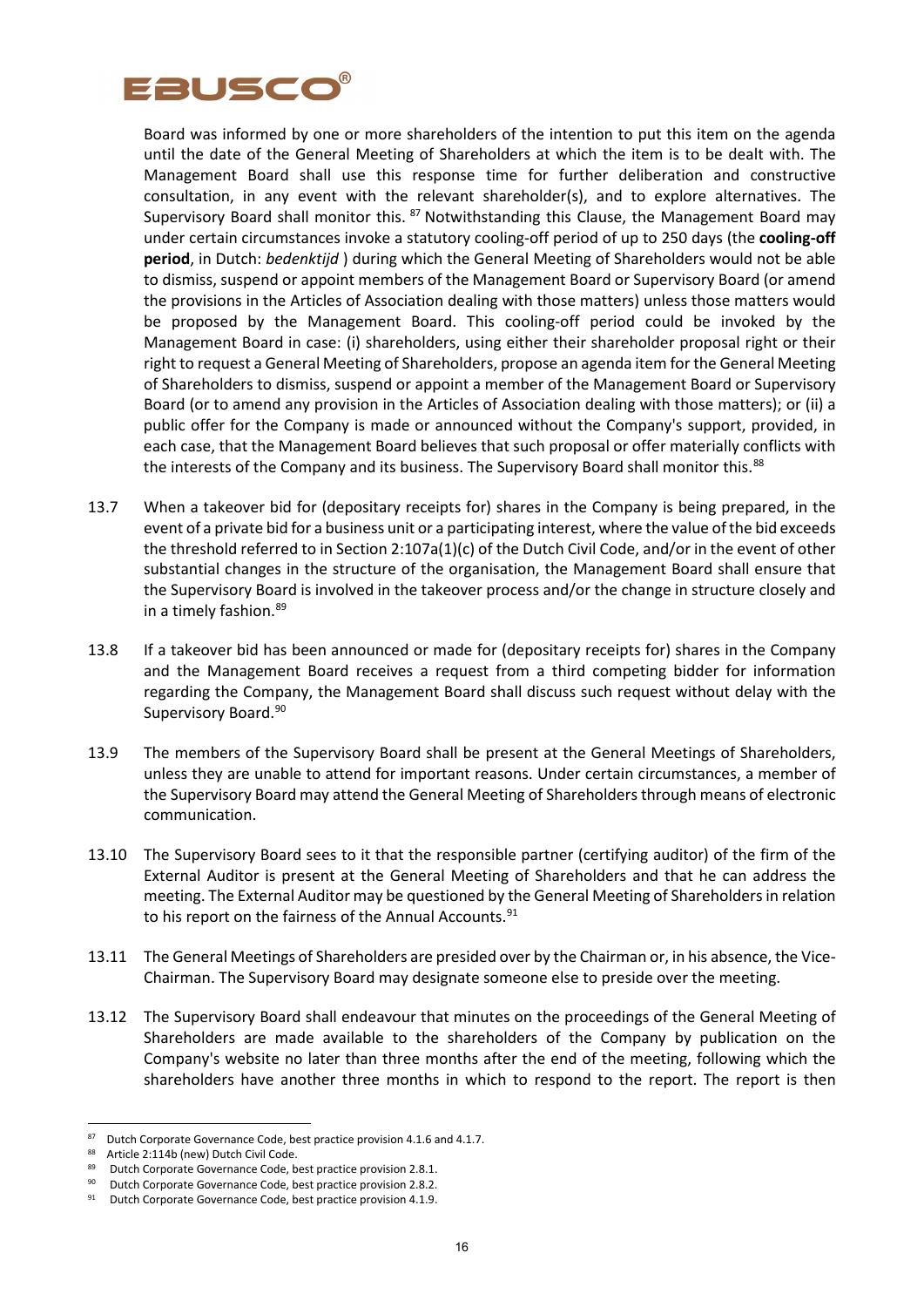Board was informed by one or more shareholders of the intention to put this item on the agenda until the date of the General Meeting of Shareholders at which the item is to be dealt with. The Management Board shall use this response time for further deliberation and constructive consultation, in any event with the relevant shareholder(s), and to explore alternatives. The Supervisory Board shall monitor this.[87] Notwithstanding this Clause, the Management Board may under certain circumstances invoke a statutory cooling-off period of up to 250 days (the **cooling-off period**, in Dutch: *bedenktijd* ) during which the General Meeting of Shareholders would not be able to dismiss, suspend or appoint members of the Management Board or Supervisory Board (or amend the provisions in the Articles of Association dealing with those matters) unless those matters would be proposed by the Management Board. This cooling-off period could be invoked by the Management Board in case: (i) shareholders, using either their shareholder proposal right or their right to request a General Meeting of Shareholders, propose an agenda item for the General Meeting of Shareholders to dismiss, suspend or appoint a member of the Management Board or Supervisory Board (or to amend any provision in the Articles of Association dealing with those matters); or (ii) a public offer for the Company is made or announced without the Company's support, provided, in each case, that the Management Board believes that such proposal or offer materially conflicts with the interests of the Company and its business. The Supervisory Board shall monitor this.[88]

13.7 When a takeover bid for (depositary receipts for) shares in the Company is being prepared, in the event of a private bid for a business unit or a participating interest, where the value of the bid exceeds the threshold referred to in Section 2:107a(1)(c) of the Dutch Civil Code, and/or in the event of other substantial changes in the structure of the organisation, the Management Board shall ensure that the Supervisory Board is involved in the takeover process and/or the change in structure closely and in a timely fashion.[89]

13.8 If a takeover bid has been announced or made for (depositary receipts for) shares in the Company and the Management Board receives a request from a third competing bidder for information regarding the Company, the Management Board shall discuss such request without delay with the Supervisory Board.[90]

13.9 The members of the Supervisory Board shall be present at the General Meetings of Shareholders, unless they are unable to attend for important reasons. Under certain circumstances, a member of the Supervisory Board may attend the General Meeting of Shareholders through means of electronic communication.

13.10 The Supervisory Board sees to it that the responsible partner (certifying auditor) of the firm of the External Auditor is present at the General Meeting of Shareholders and that he can address the meeting. The External Auditor may be questioned by the General Meeting of Shareholders in relation to his report on the fairness of the Annual Accounts.[91]

13.11 The General Meetings of Shareholders are presided over by the Chairman or, in his absence, the Vice-Chairman. The Supervisory Board may designate someone else to preside over the meeting.

13.12 The Supervisory Board shall endeavour that minutes on the proceedings of the General Meeting of Shareholders are made available to the shareholders of the Company by publication on the Company's website no later than three months after the end of the meeting, following which the shareholders have another three months in which to respond to the report. The report is then

---

[87] Dutch Corporate Governance Code, best practice provision 4.1.6 and 4.1.7.

[88] Article 2:114b (new) Dutch Civil Code.

[89] Dutch Corporate Governance Code, best practice provision 2.8.1.

[90] Dutch Corporate Governance Code, best practice provision 2.8.2.

[91] Dutch Corporate Governance Code, best practice provision 4.1.9.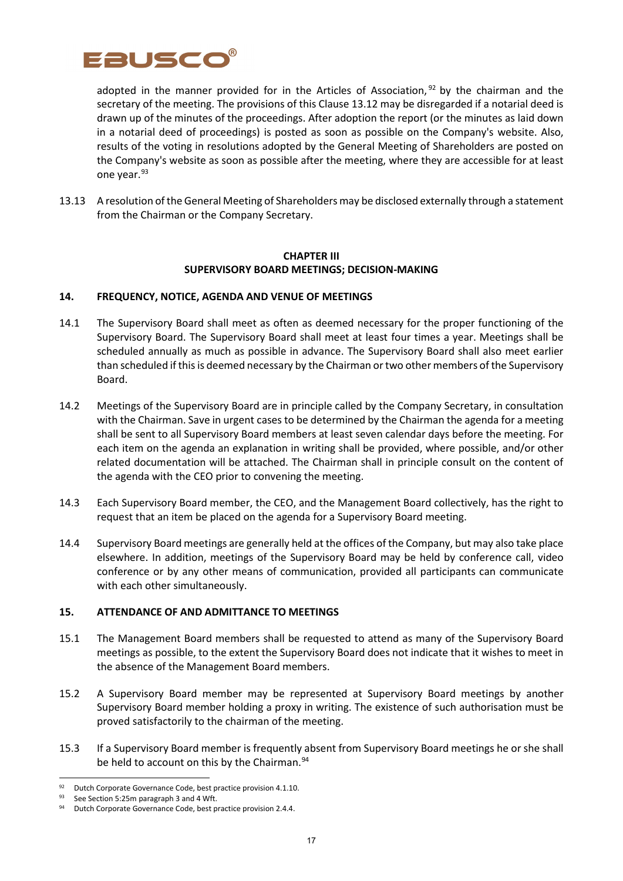adopted in the manner provided for in the Articles of Association,[92] by the chairman and the secretary of the meeting. The provisions of this Clause 13.12 may be disregarded if a notarial deed is drawn up of the minutes of the proceedings. After adoption the report (or the minutes as laid down in a notarial deed of proceedings) is posted as soon as possible on the Company's website. Also, results of the voting in resolutions adopted by the General Meeting of Shareholders are posted on the Company's website as soon as possible after the meeting, where they are accessible for at least one year.[93]

13.13 A resolution of the General Meeting of Shareholders may be disclosed externally through a statement from the Chairman or the Company Secretary.

## CHAPTER III
## SUPERVISORY BOARD MEETINGS; DECISION-MAKING

### 14. FREQUENCY, NOTICE, AGENDA AND VENUE OF MEETINGS

14.1 The Supervisory Board shall meet as often as deemed necessary for the proper functioning of the Supervisory Board. The Supervisory Board shall meet at least four times a year. Meetings shall be scheduled annually as much as possible in advance. The Supervisory Board shall also meet earlier than scheduled if this is deemed necessary by the Chairman or two other members of the Supervisory Board.

14.2 Meetings of the Supervisory Board are in principle called by the Company Secretary, in consultation with the Chairman. Save in urgent cases to be determined by the Chairman the agenda for a meeting shall be sent to all Supervisory Board members at least seven calendar days before the meeting. For each item on the agenda an explanation in writing shall be provided, where possible, and/or other related documentation will be attached. The Chairman shall in principle consult on the content of the agenda with the CEO prior to convening the meeting.

14.3 Each Supervisory Board member, the CEO, and the Management Board collectively, has the right to request that an item be placed on the agenda for a Supervisory Board meeting.

14.4 Supervisory Board meetings are generally held at the offices of the Company, but may also take place elsewhere. In addition, meetings of the Supervisory Board may be held by conference call, video conference or by any other means of communication, provided all participants can communicate with each other simultaneously.

### 15. ATTENDANCE OF AND ADMITTANCE TO MEETINGS

15.1 The Management Board members shall be requested to attend as many of the Supervisory Board meetings as possible, to the extent the Supervisory Board does not indicate that it wishes to meet in the absence of the Management Board members.

15.2 A Supervisory Board member may be represented at Supervisory Board meetings by another Supervisory Board member holding a proxy in writing. The existence of such authorisation must be proved satisfactorily to the chairman of the meeting.

15.3 If a Supervisory Board member is frequently absent from Supervisory Board meetings he or she shall be held to account on this by the Chairman.[94]

---

[92] Dutch Corporate Governance Code, best practice provision 4.1.10.

[93] See Section 5:25m paragraph 3 and 4 Wft.

[94] Dutch Corporate Governance Code, best practice provision 2.4.4.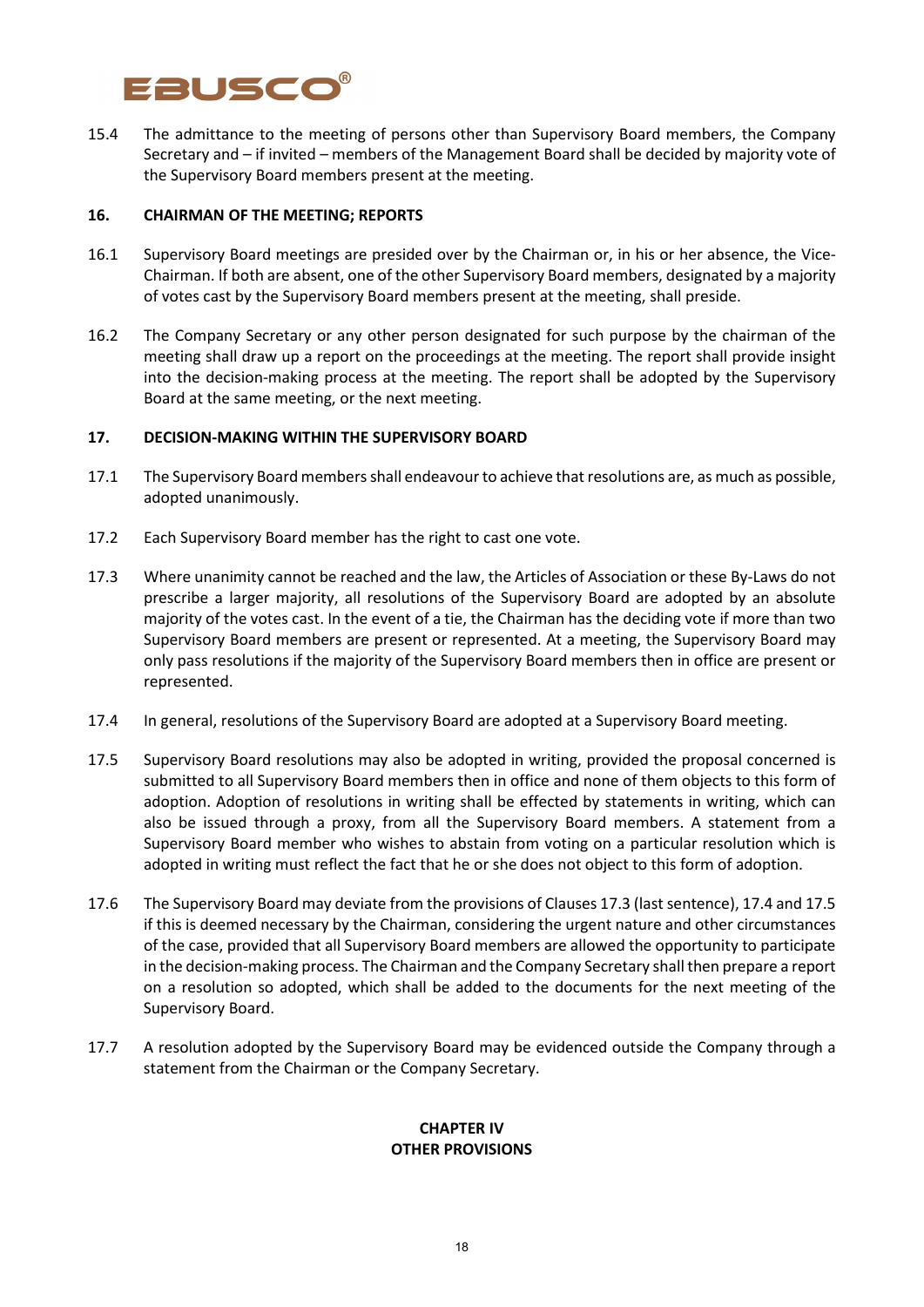15.4 The admittance to the meeting of persons other than Supervisory Board members, the Company Secretary and – if invited – members of the Management Board shall be decided by majority vote of the Supervisory Board members present at the meeting.

## 16. CHAIRMAN OF THE MEETING; REPORTS

16.1 Supervisory Board meetings are presided over by the Chairman or, in his or her absence, the Vice-Chairman. If both are absent, one of the other Supervisory Board members, designated by a majority of votes cast by the Supervisory Board members present at the meeting, shall preside.

16.2 The Company Secretary or any other person designated for such purpose by the chairman of the meeting shall draw up a report on the proceedings at the meeting. The report shall provide insight into the decision-making process at the meeting. The report shall be adopted by the Supervisory Board at the same meeting, or the next meeting.

## 17. DECISION-MAKING WITHIN THE SUPERVISORY BOARD

17.1 The Supervisory Board members shall endeavour to achieve that resolutions are, as much as possible, adopted unanimously.

17.2 Each Supervisory Board member has the right to cast one vote.

17.3 Where unanimity cannot be reached and the law, the Articles of Association or these By-Laws do not prescribe a larger majority, all resolutions of the Supervisory Board are adopted by an absolute majority of the votes cast. In the event of a tie, the Chairman has the deciding vote if more than two Supervisory Board members are present or represented. At a meeting, the Supervisory Board may only pass resolutions if the majority of the Supervisory Board members then in office are present or represented.

17.4 In general, resolutions of the Supervisory Board are adopted at a Supervisory Board meeting.

17.5 Supervisory Board resolutions may also be adopted in writing, provided the proposal concerned is submitted to all Supervisory Board members then in office and none of them objects to this form of adoption. Adoption of resolutions in writing shall be effected by statements in writing, which can also be issued through a proxy, from all the Supervisory Board members. A statement from a Supervisory Board member who wishes to abstain from voting on a particular resolution which is adopted in writing must reflect the fact that he or she does not object to this form of adoption.

17.6 The Supervisory Board may deviate from the provisions of Clauses 17.3 (last sentence), 17.4 and 17.5 if this is deemed necessary by the Chairman, considering the urgent nature and other circumstances of the case, provided that all Supervisory Board members are allowed the opportunity to participate in the decision-making process. The Chairman and the Company Secretary shall then prepare a report on a resolution so adopted, which shall be added to the documents for the next meeting of the Supervisory Board.

17.7 A resolution adopted by the Supervisory Board may be evidenced outside the Company through a statement from the Chairman or the Company Secretary.

# CHAPTER IV
# OTHER PROVISIONS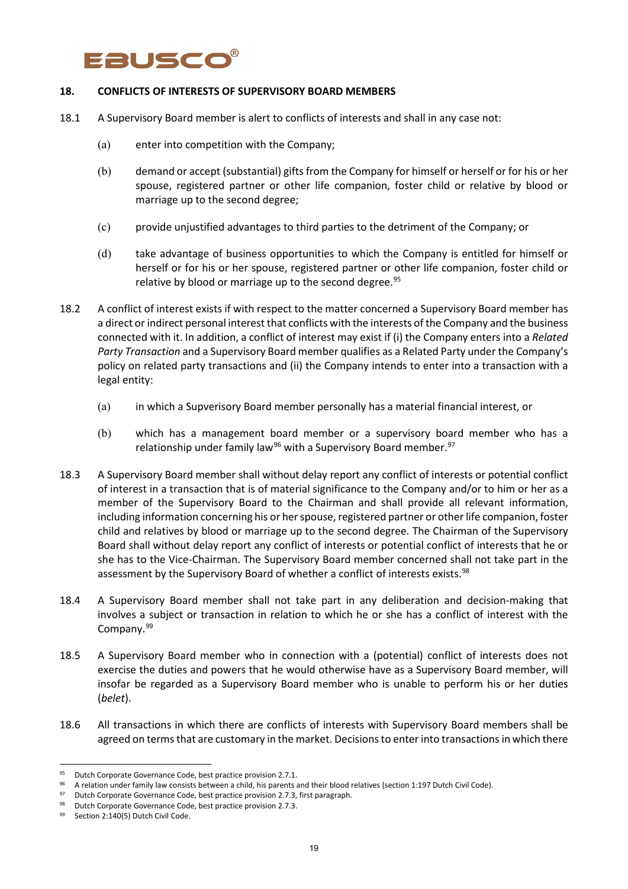## 18. CONFLICTS OF INTERESTS OF SUPERVISORY BOARD MEMBERS

18.1 A Supervisory Board member is alert to conflicts of interests and shall in any case not:

(a) enter into competition with the Company;

(b) demand or accept (substantial) gifts from the Company for himself or herself or for his or her spouse, registered partner or other life companion, foster child or relative by blood or marriage up to the second degree;

(c) provide unjustified advantages to third parties to the detriment of the Company; or

(d) take advantage of business opportunities to which the Company is entitled for himself or herself or for his or her spouse, registered partner or other life companion, foster child or relative by blood or marriage up to the second degree.[95]

18.2 A conflict of interest exists if with respect to the matter concerned a Supervisory Board member has a direct or indirect personal interest that conflicts with the interests of the Company and the business connected with it. In addition, a conflict of interest may exist if (i) the Company enters into a *Related Party Transaction* and a Supervisory Board member qualifies as a Related Party under the Company's policy on related party transactions and (ii) the Company intends to enter into a transaction with a legal entity:

(a) in which a Supverisory Board member personally has a material financial interest, or

(b) which has a management board member or a supervisory board member who has a relationship under family law[96] with a Supervisory Board member.[97]

18.3 A Supervisory Board member shall without delay report any conflict of interests or potential conflict of interest in a transaction that is of material significance to the Company and/or to him or her as a member of the Supervisory Board to the Chairman and shall provide all relevant information, including information concerning his or her spouse, registered partner or other life companion, foster child and relatives by blood or marriage up to the second degree. The Chairman of the Supervisory Board shall without delay report any conflict of interests or potential conflict of interests that he or she has to the Vice-Chairman. The Supervisory Board member concerned shall not take part in the assessment by the Supervisory Board of whether a conflict of interests exists.[98]

18.4 A Supervisory Board member shall not take part in any deliberation and decision-making that involves a subject or transaction in relation to which he or she has a conflict of interest with the Company.[99]

18.5 A Supervisory Board member who in connection with a (potential) conflict of interests does not exercise the duties and powers that he would otherwise have as a Supervisory Board member, will insofar be regarded as a Supervisory Board member who is unable to perform his or her duties (*belet*).

18.6 All transactions in which there are conflicts of interests with Supervisory Board members shall be agreed on terms that are customary in the market. Decisions to enter into transactions in which there

---

[95] Dutch Corporate Governance Code, best practice provision 2.7.1.

[96] A relation under family law consists between a child, his parents and their blood relatives (section 1:197 Dutch Civil Code).

[97] Dutch Corporate Governance Code, best practice provision 2.7.3, first paragraph.

[98] Dutch Corporate Governance Code, best practice provision 2.7.3.

[99] Section 2:140(5) Dutch Civil Code.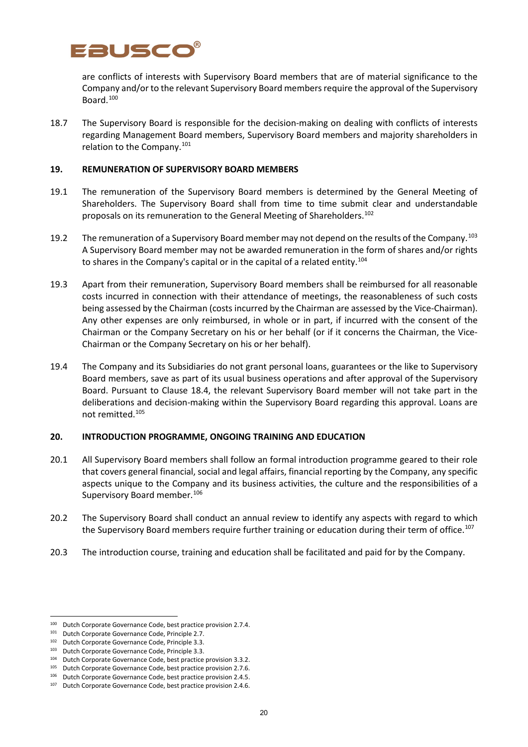are conflicts of interests with Supervisory Board members that are of material significance to the Company and/or to the relevant Supervisory Board members require the approval of the Supervisory Board.[100]

18.7 The Supervisory Board is responsible for the decision-making on dealing with conflicts of interests regarding Management Board members, Supervisory Board members and majority shareholders in relation to the Company.[101]

## 19. REMUNERATION OF SUPERVISORY BOARD MEMBERS

19.1 The remuneration of the Supervisory Board members is determined by the General Meeting of Shareholders. The Supervisory Board shall from time to time submit clear and understandable proposals on its remuneration to the General Meeting of Shareholders.[102]

19.2 The remuneration of a Supervisory Board member may not depend on the results of the Company.[103] A Supervisory Board member may not be awarded remuneration in the form of shares and/or rights to shares in the Company's capital or in the capital of a related entity.[104]

19.3 Apart from their remuneration, Supervisory Board members shall be reimbursed for all reasonable costs incurred in connection with their attendance of meetings, the reasonableness of such costs being assessed by the Chairman (costs incurred by the Chairman are assessed by the Vice-Chairman). Any other expenses are only reimbursed, in whole or in part, if incurred with the consent of the Chairman or the Company Secretary on his or her behalf (or if it concerns the Chairman, the Vice-Chairman or the Company Secretary on his or her behalf).

19.4 The Company and its Subsidiaries do not grant personal loans, guarantees or the like to Supervisory Board members, save as part of its usual business operations and after approval of the Supervisory Board. Pursuant to Clause 18.4, the relevant Supervisory Board member will not take part in the deliberations and decision-making within the Supervisory Board regarding this approval. Loans are not remitted.[105]

## 20. INTRODUCTION PROGRAMME, ONGOING TRAINING AND EDUCATION

20.1 All Supervisory Board members shall follow an formal introduction programme geared to their role that covers general financial, social and legal affairs, financial reporting by the Company, any specific aspects unique to the Company and its business activities, the culture and the responsibilities of a Supervisory Board member.[106]

20.2 The Supervisory Board shall conduct an annual review to identify any aspects with regard to which the Supervisory Board members require further training or education during their term of office.[107]

20.3 The introduction course, training and education shall be facilitated and paid for by the Company.

---

[100] Dutch Corporate Governance Code, best practice provision 2.7.4.
[101] Dutch Corporate Governance Code, Principle 2.7.
[102] Dutch Corporate Governance Code, Principle 3.3.
[103] Dutch Corporate Governance Code, Principle 3.3.
[104] Dutch Corporate Governance Code, best practice provision 3.3.2.
[105] Dutch Corporate Governance Code, best practice provision 2.7.6.
[106] Dutch Corporate Governance Code, best practice provision 2.4.5.
[107] Dutch Corporate Governance Code, best practice provision 2.4.6.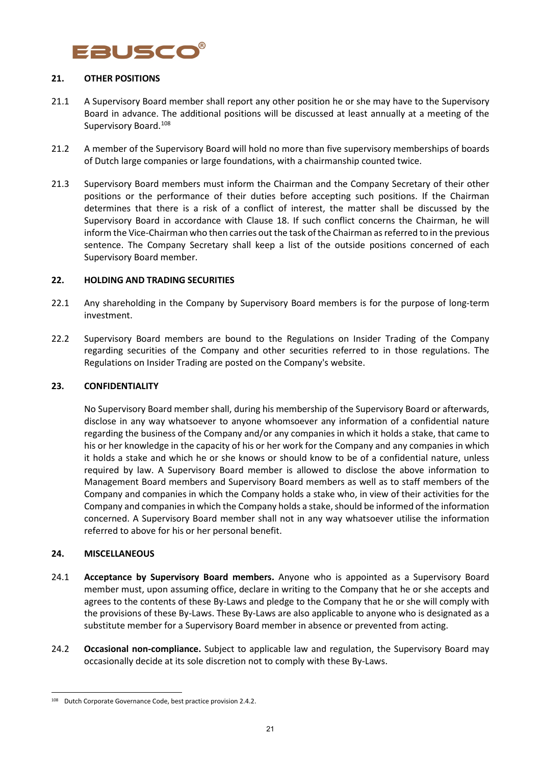## 21. OTHER POSITIONS

21.1 A Supervisory Board member shall report any other position he or she may have to the Supervisory Board in advance. The additional positions will be discussed at least annually at a meeting of the Supervisory Board.[108]

21.2 A member of the Supervisory Board will hold no more than five supervisory memberships of boards of Dutch large companies or large foundations, with a chairmanship counted twice.

21.3 Supervisory Board members must inform the Chairman and the Company Secretary of their other positions or the performance of their duties before accepting such positions. If the Chairman determines that there is a risk of a conflict of interest, the matter shall be discussed by the Supervisory Board in accordance with Clause 18. If such conflict concerns the Chairman, he will inform the Vice-Chairman who then carries out the task of the Chairman as referred to in the previous sentence. The Company Secretary shall keep a list of the outside positions concerned of each Supervisory Board member.

## 22. HOLDING AND TRADING SECURITIES

22.1 Any shareholding in the Company by Supervisory Board members is for the purpose of long-term investment.

22.2 Supervisory Board members are bound to the Regulations on Insider Trading of the Company regarding securities of the Company and other securities referred to in those regulations. The Regulations on Insider Trading are posted on the Company's website.

## 23. CONFIDENTIALITY

No Supervisory Board member shall, during his membership of the Supervisory Board or afterwards, disclose in any way whatsoever to anyone whomsoever any information of a confidential nature regarding the business of the Company and/or any companies in which it holds a stake, that came to his or her knowledge in the capacity of his or her work for the Company and any companies in which it holds a stake and which he or she knows or should know to be of a confidential nature, unless required by law. A Supervisory Board member is allowed to disclose the above information to Management Board members and Supervisory Board members as well as to staff members of the Company and companies in which the Company holds a stake who, in view of their activities for the Company and companies in which the Company holds a stake, should be informed of the information concerned. A Supervisory Board member shall not in any way whatsoever utilise the information referred to above for his or her personal benefit.

## 24. MISCELLANEOUS

24.1 **Acceptance by Supervisory Board members.** Anyone who is appointed as a Supervisory Board member must, upon assuming office, declare in writing to the Company that he or she accepts and agrees to the contents of these By-Laws and pledge to the Company that he or she will comply with the provisions of these By-Laws. These By-Laws are also applicable to anyone who is designated as a substitute member for a Supervisory Board member in absence or prevented from acting.

24.2 **Occasional non-compliance.** Subject to applicable law and regulation, the Supervisory Board may occasionally decide at its sole discretion not to comply with these By-Laws.

---

[108] Dutch Corporate Governance Code, best practice provision 2.4.2.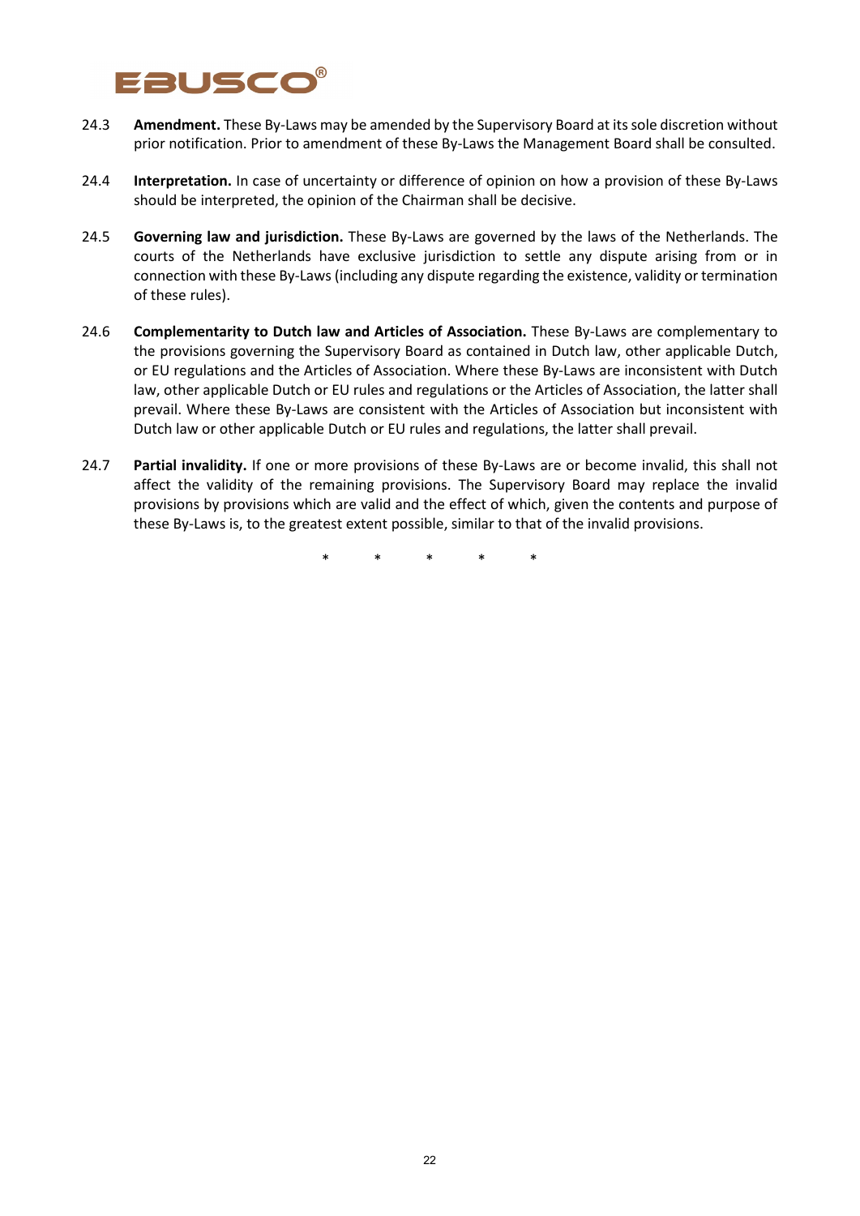24.3 **Amendment.** These By-Laws may be amended by the Supervisory Board at its sole discretion without prior notification. Prior to amendment of these By-Laws the Management Board shall be consulted.

24.4 **Interpretation.** In case of uncertainty or difference of opinion on how a provision of these By-Laws should be interpreted, the opinion of the Chairman shall be decisive.

24.5 **Governing law and jurisdiction.** These By-Laws are governed by the laws of the Netherlands. The courts of the Netherlands have exclusive jurisdiction to settle any dispute arising from or in connection with these By-Laws (including any dispute regarding the existence, validity or termination of these rules).

24.6 **Complementarity to Dutch law and Articles of Association.** These By-Laws are complementary to the provisions governing the Supervisory Board as contained in Dutch law, other applicable Dutch, or EU regulations and the Articles of Association. Where these By-Laws are inconsistent with Dutch law, other applicable Dutch or EU rules and regulations or the Articles of Association, the latter shall prevail. Where these By-Laws are consistent with the Articles of Association but inconsistent with Dutch law or other applicable Dutch or EU rules and regulations, the latter shall prevail.

24.7 **Partial invalidity.** If one or more provisions of these By-Laws are or become invalid, this shall not affect the validity of the remaining provisions. The Supervisory Board may replace the invalid provisions by provisions which are valid and the effect of which, given the contents and purpose of these By-Laws is, to the greatest extent possible, similar to that of the invalid provisions.

\* \* \* \* \*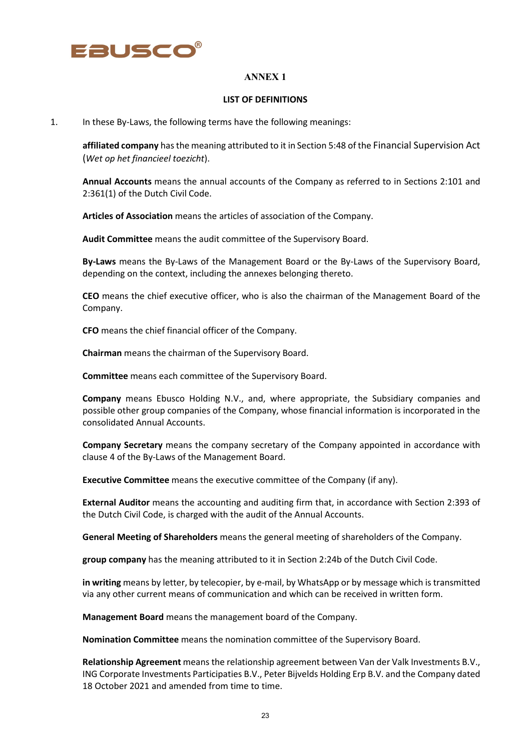# ANNEX 1

## LIST OF DEFINITIONS

1. In these By-Laws, the following terms have the following meanings:

   **affiliated company** has the meaning attributed to it in Section 5:48 of the Financial Supervision Act (*Wet op het financieel toezicht*).

   **Annual Accounts** means the annual accounts of the Company as referred to in Sections 2:101 and 2:361(1) of the Dutch Civil Code.

   **Articles of Association** means the articles of association of the Company.

   **Audit Committee** means the audit committee of the Supervisory Board.

   **By-Laws** means the By-Laws of the Management Board or the By-Laws of the Supervisory Board, depending on the context, including the annexes belonging thereto.

   **CEO** means the chief executive officer, who is also the chairman of the Management Board of the Company.

   **CFO** means the chief financial officer of the Company.

   **Chairman** means the chairman of the Supervisory Board.

   **Committee** means each committee of the Supervisory Board.

   **Company** means Ebusco Holding N.V., and, where appropriate, the Subsidiary companies and possible other group companies of the Company, whose financial information is incorporated in the consolidated Annual Accounts.

   **Company Secretary** means the company secretary of the Company appointed in accordance with clause 4 of the By-Laws of the Management Board.

   **Executive Committee** means the executive committee of the Company (if any).

   **External Auditor** means the accounting and auditing firm that, in accordance with Section 2:393 of the Dutch Civil Code, is charged with the audit of the Annual Accounts.

   **General Meeting of Shareholders** means the general meeting of shareholders of the Company.

   **group company** has the meaning attributed to it in Section 2:24b of the Dutch Civil Code.

   **in writing** means by letter, by telecopier, by e-mail, by WhatsApp or by message which is transmitted via any other current means of communication and which can be received in written form.

   **Management Board** means the management board of the Company.

   **Nomination Committee** means the nomination committee of the Supervisory Board.

   **Relationship Agreement** means the relationship agreement between Van der Valk Investments B.V., ING Corporate Investments Participaties B.V., Peter Bijvelds Holding Erp B.V. and the Company dated 18 October 2021 and amended from time to time.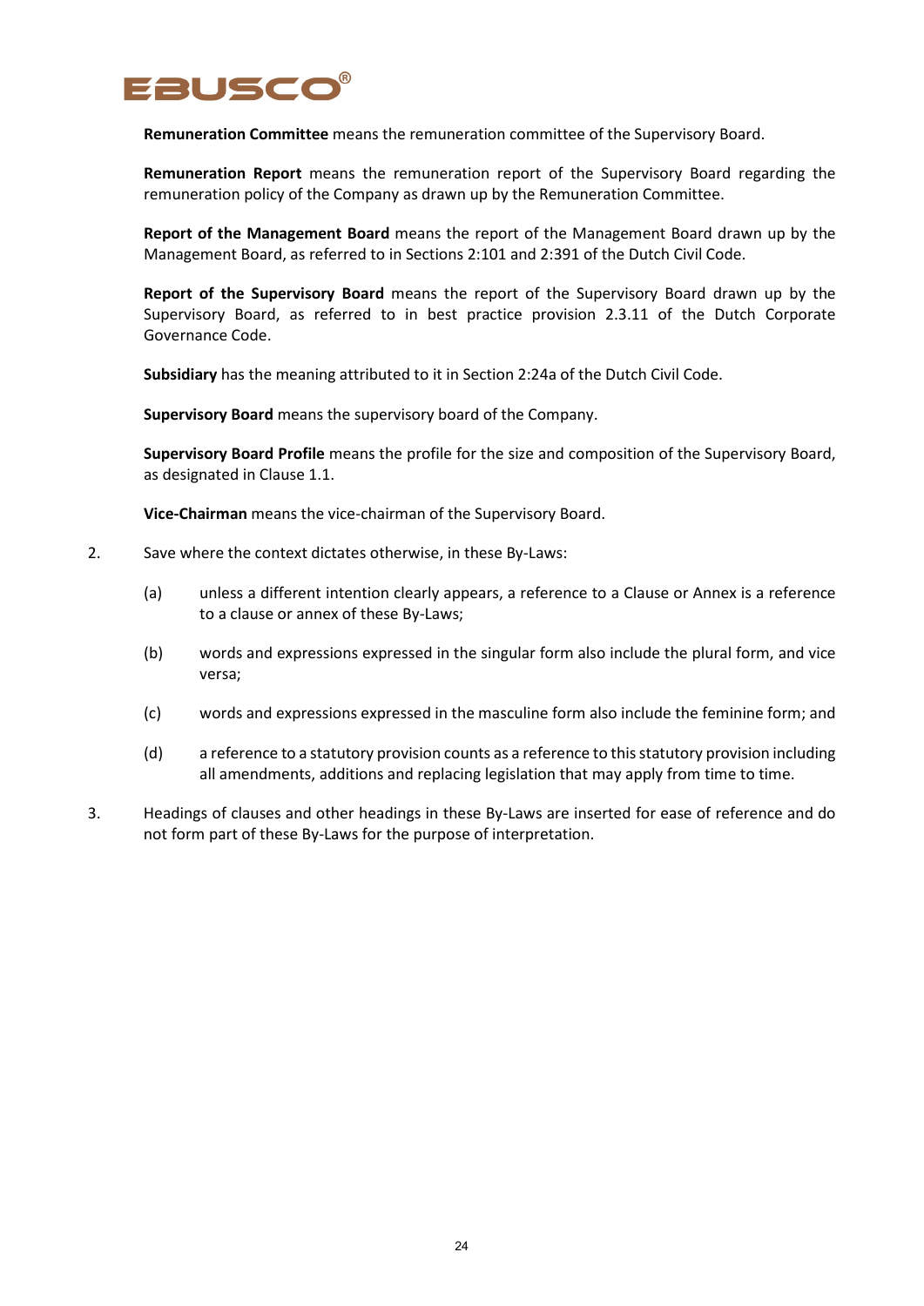**Remuneration Committee** means the remuneration committee of the Supervisory Board.

**Remuneration Report** means the remuneration report of the Supervisory Board regarding the remuneration policy of the Company as drawn up by the Remuneration Committee.

**Report of the Management Board** means the report of the Management Board drawn up by the Management Board, as referred to in Sections 2:101 and 2:391 of the Dutch Civil Code.

**Report of the Supervisory Board** means the report of the Supervisory Board drawn up by the Supervisory Board, as referred to in best practice provision 2.3.11 of the Dutch Corporate Governance Code.

**Subsidiary** has the meaning attributed to it in Section 2:24a of the Dutch Civil Code.

**Supervisory Board** means the supervisory board of the Company.

**Supervisory Board Profile** means the profile for the size and composition of the Supervisory Board, as designated in Clause 1.1.

**Vice-Chairman** means the vice-chairman of the Supervisory Board.

2. Save where the context dictates otherwise, in these By-Laws:

   (a) unless a different intention clearly appears, a reference to a Clause or Annex is a reference to a clause or annex of these By-Laws;

   (b) words and expressions expressed in the singular form also include the plural form, and vice versa;

   (c) words and expressions expressed in the masculine form also include the feminine form; and

   (d) a reference to a statutory provision counts as a reference to this statutory provision including all amendments, additions and replacing legislation that may apply from time to time.

3. Headings of clauses and other headings in these By-Laws are inserted for ease of reference and do not form part of these By-Laws for the purpose of interpretation.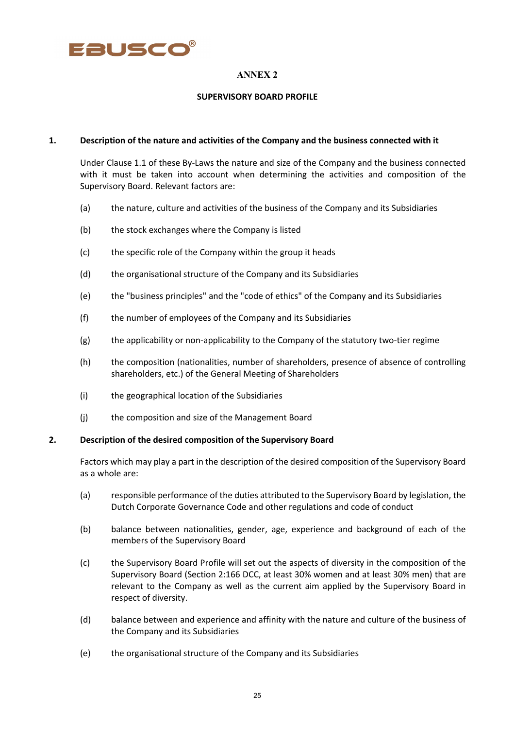# ANNEX 2

## SUPERVISORY BOARD PROFILE

### 1. Description of the nature and activities of the Company and the business connected with it

Under Clause 1.1 of these By-Laws the nature and size of the Company and the business connected with it must be taken into account when determining the activities and composition of the Supervisory Board. Relevant factors are:

(a) the nature, culture and activities of the business of the Company and its Subsidiaries

(b) the stock exchanges where the Company is listed

(c) the specific role of the Company within the group it heads

(d) the organisational structure of the Company and its Subsidiaries

(e) the "business principles" and the "code of ethics" of the Company and its Subsidiaries

(f) the number of employees of the Company and its Subsidiaries

(g) the applicability or non-applicability to the Company of the statutory two-tier regime

(h) the composition (nationalities, number of shareholders, presence of absence of controlling shareholders, etc.) of the General Meeting of Shareholders

(i) the geographical location of the Subsidiaries

(j) the composition and size of the Management Board

### 2. Description of the desired composition of the Supervisory Board

Factors which may play a part in the description of the desired composition of the Supervisory Board as a whole are:

(a) responsible performance of the duties attributed to the Supervisory Board by legislation, the Dutch Corporate Governance Code and other regulations and code of conduct

(b) balance between nationalities, gender, age, experience and background of each of the members of the Supervisory Board

(c) the Supervisory Board Profile will set out the aspects of diversity in the composition of the Supervisory Board (Section 2:166 DCC, at least 30% women and at least 30% men) that are relevant to the Company as well as the current aim applied by the Supervisory Board in respect of diversity.

(d) balance between and experience and affinity with the nature and culture of the business of the Company and its Subsidiaries

(e) the organisational structure of the Company and its Subsidiaries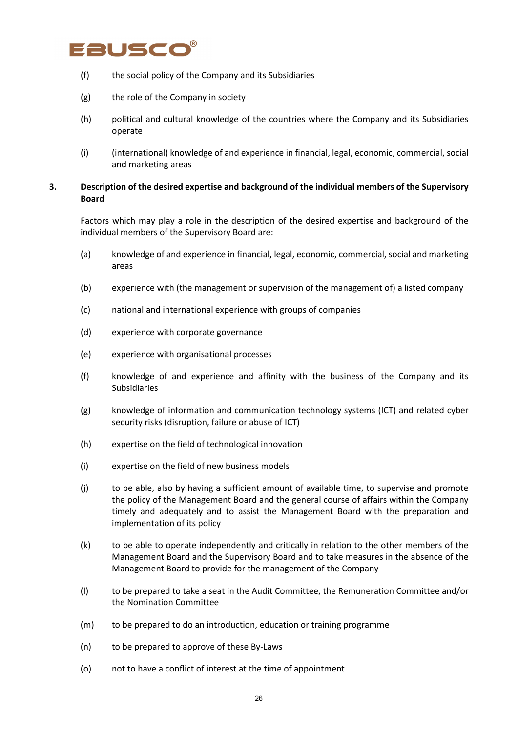(f) the social policy of the Company and its Subsidiaries

(g) the role of the Company in society

(h) political and cultural knowledge of the countries where the Company and its Subsidiaries operate

(i) (international) knowledge of and experience in financial, legal, economic, commercial, social and marketing areas

**3. Description of the desired expertise and background of the individual members of the Supervisory Board**

Factors which may play a role in the description of the desired expertise and background of the individual members of the Supervisory Board are:

(a) knowledge of and experience in financial, legal, economic, commercial, social and marketing areas

(b) experience with (the management or supervision of the management of) a listed company

(c) national and international experience with groups of companies

(d) experience with corporate governance

(e) experience with organisational processes

(f) knowledge of and experience and affinity with the business of the Company and its Subsidiaries

(g) knowledge of information and communication technology systems (ICT) and related cyber security risks (disruption, failure or abuse of ICT)

(h) expertise on the field of technological innovation

(i) expertise on the field of new business models

(j) to be able, also by having a sufficient amount of available time, to supervise and promote the policy of the Management Board and the general course of affairs within the Company timely and adequately and to assist the Management Board with the preparation and implementation of its policy

(k) to be able to operate independently and critically in relation to the other members of the Management Board and the Supervisory Board and to take measures in the absence of the Management Board to provide for the management of the Company

(l) to be prepared to take a seat in the Audit Committee, the Remuneration Committee and/or the Nomination Committee

(m) to be prepared to do an introduction, education or training programme

(n) to be prepared to approve of these By-Laws

(o) not to have a conflict of interest at the time of appointment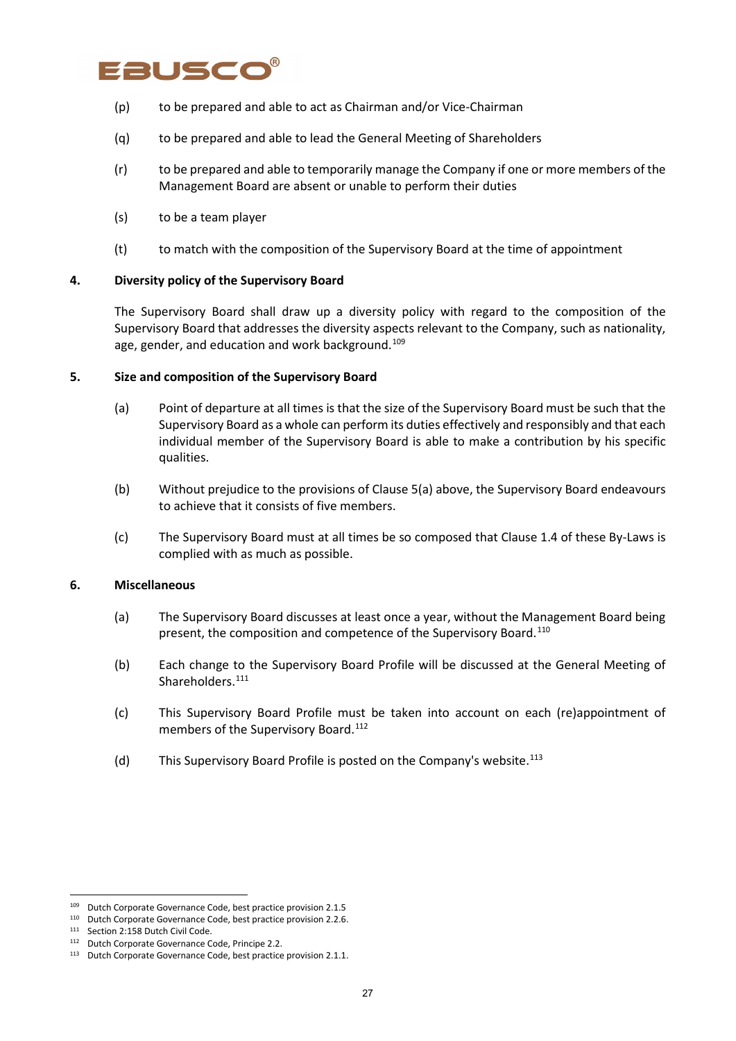(p) to be prepared and able to act as Chairman and/or Vice-Chairman

(q) to be prepared and able to lead the General Meeting of Shareholders

(r) to be prepared and able to temporarily manage the Company if one or more members of the Management Board are absent or unable to perform their duties

(s) to be a team player

(t) to match with the composition of the Supervisory Board at the time of appointment

## 4. Diversity policy of the Supervisory Board

The Supervisory Board shall draw up a diversity policy with regard to the composition of the Supervisory Board that addresses the diversity aspects relevant to the Company, such as nationality, age, gender, and education and work background.[109]

## 5. Size and composition of the Supervisory Board

(a) Point of departure at all times is that the size of the Supervisory Board must be such that the Supervisory Board as a whole can perform its duties effectively and responsibly and that each individual member of the Supervisory Board is able to make a contribution by his specific qualities.

(b) Without prejudice to the provisions of Clause 5(a) above, the Supervisory Board endeavours to achieve that it consists of five members.

(c) The Supervisory Board must at all times be so composed that Clause 1.4 of these By-Laws is complied with as much as possible.

## 6. Miscellaneous

(a) The Supervisory Board discusses at least once a year, without the Management Board being present, the composition and competence of the Supervisory Board.[110]

(b) Each change to the Supervisory Board Profile will be discussed at the General Meeting of Shareholders.[111]

(c) This Supervisory Board Profile must be taken into account on each (re)appointment of members of the Supervisory Board.[112]

(d) This Supervisory Board Profile is posted on the Company's website.[113]

---

[109] Dutch Corporate Governance Code, best practice provision 2.1.5

[110] Dutch Corporate Governance Code, best practice provision 2.2.6.

[111] Section 2:158 Dutch Civil Code.

[112] Dutch Corporate Governance Code, Principle 2.2.

[113] Dutch Corporate Governance Code, best practice provision 2.1.1.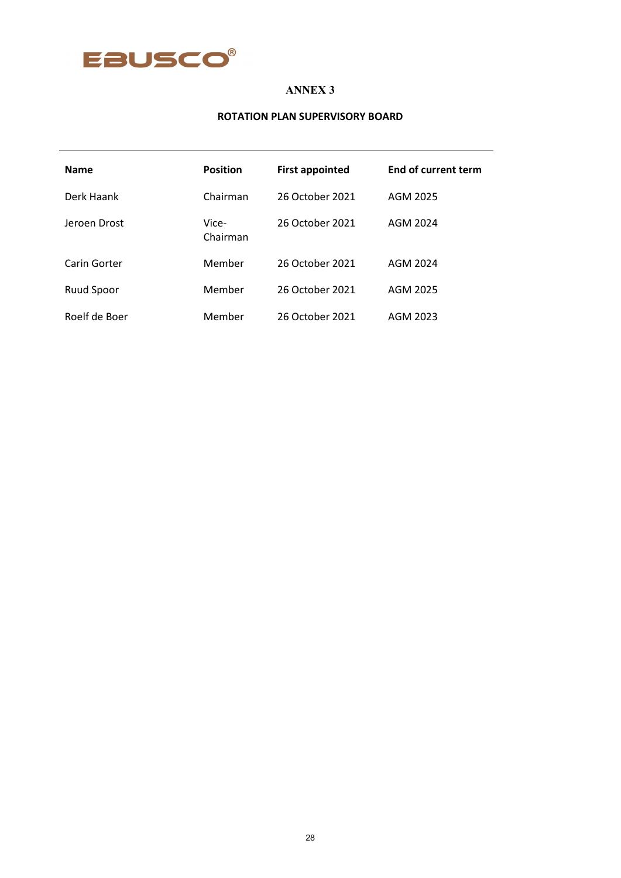# ANNEX 3

## ROTATION PLAN SUPERVISORY BOARD

| Name | Position | First appointed | End of current term |
|---|---|---|---|
| Derk Haank | Chairman | 26 October 2021 | AGM 2025 |
| Jeroen Drost | Vice-Chairman | 26 October 2021 | AGM 2024 |
| Carin Gorter | Member | 26 October 2021 | AGM 2024 |
| Ruud Spoor | Member | 26 October 2021 | AGM 2025 |
| Roelf de Boer | Member | 26 October 2021 | AGM 2023 |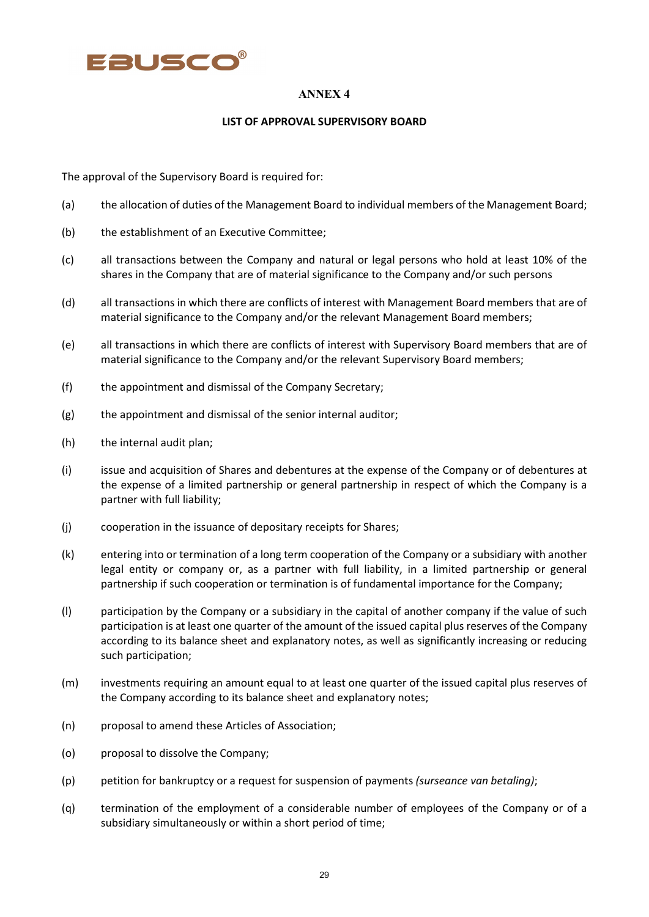## ANNEX 4

### LIST OF APPROVAL SUPERVISORY BOARD

The approval of the Supervisory Board is required for:

(a) the allocation of duties of the Management Board to individual members of the Management Board;

(b) the establishment of an Executive Committee;

(c) all transactions between the Company and natural or legal persons who hold at least 10% of the shares in the Company that are of material significance to the Company and/or such persons

(d) all transactions in which there are conflicts of interest with Management Board members that are of material significance to the Company and/or the relevant Management Board members;

(e) all transactions in which there are conflicts of interest with Supervisory Board members that are of material significance to the Company and/or the relevant Supervisory Board members;

(f) the appointment and dismissal of the Company Secretary;

(g) the appointment and dismissal of the senior internal auditor;

(h) the internal audit plan;

(i) issue and acquisition of Shares and debentures at the expense of the Company or of debentures at the expense of a limited partnership or general partnership in respect of which the Company is a partner with full liability;

(j) cooperation in the issuance of depositary receipts for Shares;

(k) entering into or termination of a long term cooperation of the Company or a subsidiary with another legal entity or company or, as a partner with full liability, in a limited partnership or general partnership if such cooperation or termination is of fundamental importance for the Company;

(l) participation by the Company or a subsidiary in the capital of another company if the value of such participation is at least one quarter of the amount of the issued capital plus reserves of the Company according to its balance sheet and explanatory notes, as well as significantly increasing or reducing such participation;

(m) investments requiring an amount equal to at least one quarter of the issued capital plus reserves of the Company according to its balance sheet and explanatory notes;

(n) proposal to amend these Articles of Association;

(o) proposal to dissolve the Company;

(p) petition for bankruptcy or a request for suspension of payments *(surseance van betaling)*;

(q) termination of the employment of a considerable number of employees of the Company or of a subsidiary simultaneously or within a short period of time;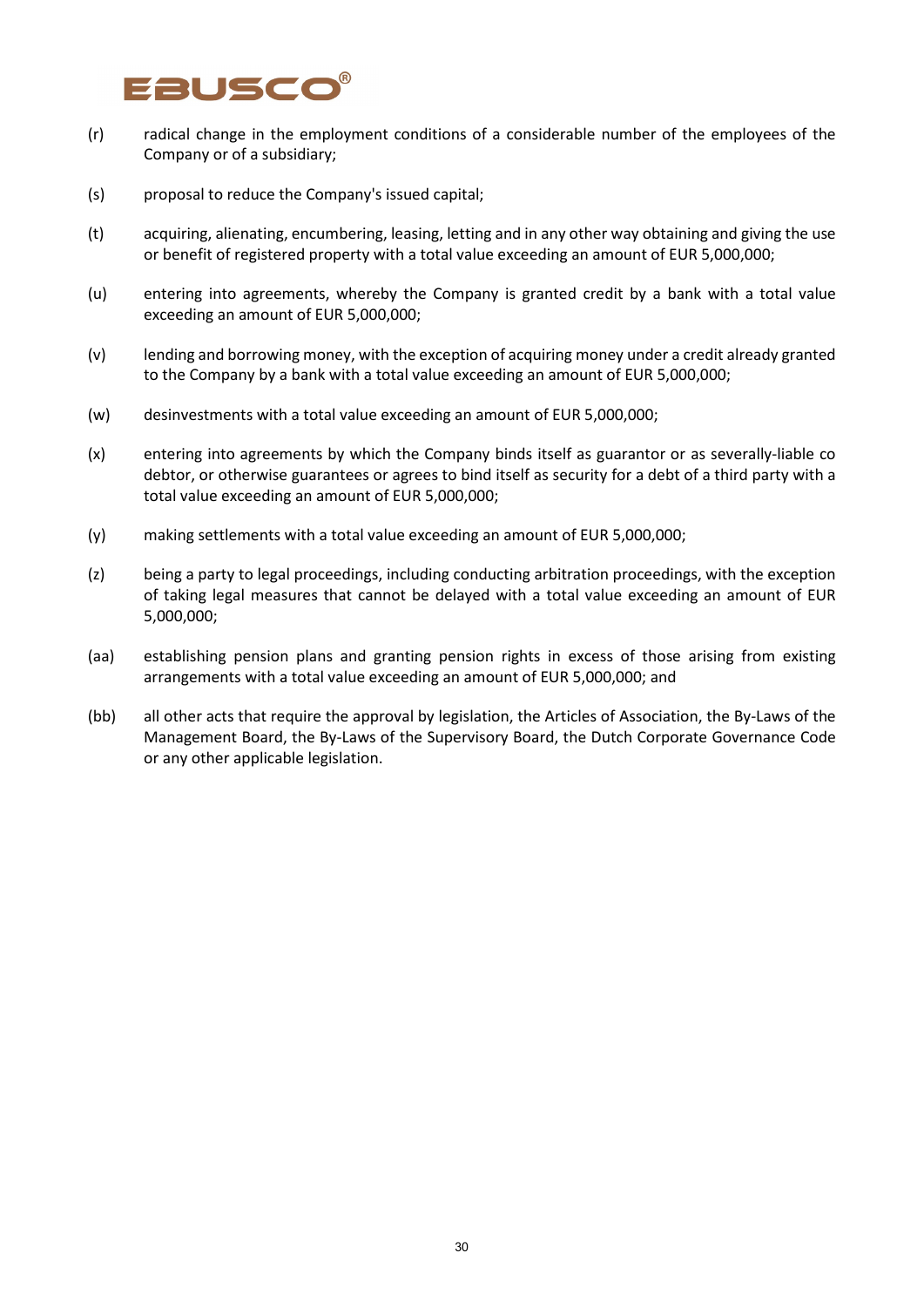(r) radical change in the employment conditions of a considerable number of the employees of the Company or of a subsidiary;

(s) proposal to reduce the Company's issued capital;

(t) acquiring, alienating, encumbering, leasing, letting and in any other way obtaining and giving the use or benefit of registered property with a total value exceeding an amount of EUR 5,000,000;

(u) entering into agreements, whereby the Company is granted credit by a bank with a total value exceeding an amount of EUR 5,000,000;

(v) lending and borrowing money, with the exception of acquiring money under a credit already granted to the Company by a bank with a total value exceeding an amount of EUR 5,000,000;

(w) desinvestments with a total value exceeding an amount of EUR 5,000,000;

(x) entering into agreements by which the Company binds itself as guarantor or as severally-liable co debtor, or otherwise guarantees or agrees to bind itself as security for a debt of a third party with a total value exceeding an amount of EUR 5,000,000;

(y) making settlements with a total value exceeding an amount of EUR 5,000,000;

(z) being a party to legal proceedings, including conducting arbitration proceedings, with the exception of taking legal measures that cannot be delayed with a total value exceeding an amount of EUR 5,000,000;

(aa) establishing pension plans and granting pension rights in excess of those arising from existing arrangements with a total value exceeding an amount of EUR 5,000,000; and

(bb) all other acts that require the approval by legislation, the Articles of Association, the By-Laws of the Management Board, the By-Laws of the Supervisory Board, the Dutch Corporate Governance Code or any other applicable legislation.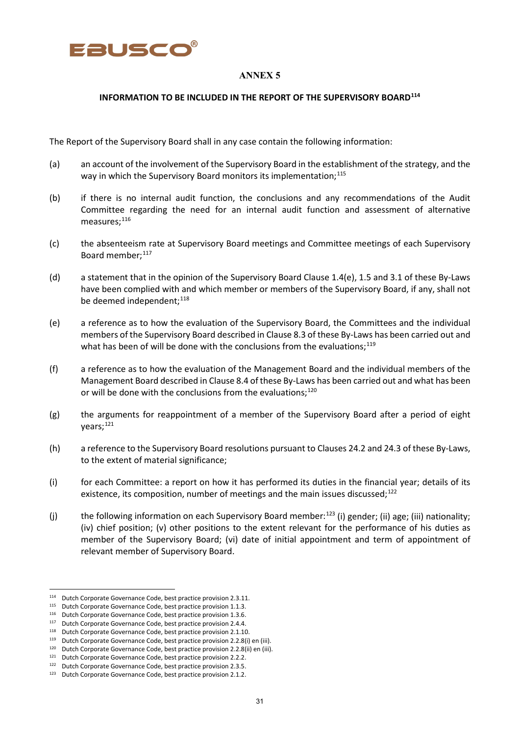# ANNEX 5

## INFORMATION TO BE INCLUDED IN THE REPORT OF THE SUPERVISORY BOARD[114]

The Report of the Supervisory Board shall in any case contain the following information:

(a) an account of the involvement of the Supervisory Board in the establishment of the strategy, and the way in which the Supervisory Board monitors its implementation;[115]

(b) if there is no internal audit function, the conclusions and any recommendations of the Audit Committee regarding the need for an internal audit function and assessment of alternative measures;[116]

(c) the absenteeism rate at Supervisory Board meetings and Committee meetings of each Supervisory Board member;[117]

(d) a statement that in the opinion of the Supervisory Board Clause 1.4(e), 1.5 and 3.1 of these By-Laws have been complied with and which member or members of the Supervisory Board, if any, shall not be deemed independent;[118]

(e) a reference as to how the evaluation of the Supervisory Board, the Committees and the individual members of the Supervisory Board described in Clause 8.3 of these By-Laws has been carried out and what has been of will be done with the conclusions from the evaluations;[119]

(f) a reference as to how the evaluation of the Management Board and the individual members of the Management Board described in Clause 8.4 of these By-Laws has been carried out and what has been or will be done with the conclusions from the evaluations;[120]

(g) the arguments for reappointment of a member of the Supervisory Board after a period of eight years;[121]

(h) a reference to the Supervisory Board resolutions pursuant to Clauses 24.2 and 24.3 of these By-Laws, to the extent of material significance;

(i) for each Committee: a report on how it has performed its duties in the financial year; details of its existence, its composition, number of meetings and the main issues discussed;[122]

(j) the following information on each Supervisory Board member:[123] (i) gender; (ii) age; (iii) nationality; (iv) chief position; (v) other positions to the extent relevant for the performance of his duties as member of the Supervisory Board; (vi) date of initial appointment and term of appointment of relevant member of Supervisory Board.

---

[114] Dutch Corporate Governance Code, best practice provision 2.3.11.
[115] Dutch Corporate Governance Code, best practice provision 1.1.3.
[116] Dutch Corporate Governance Code, best practice provision 1.3.6.
[117] Dutch Corporate Governance Code, best practice provision 2.4.4.
[118] Dutch Corporate Governance Code, best practice provision 2.1.10.
[119] Dutch Corporate Governance Code, best practice provision 2.2.8(i) en (iii).
[120] Dutch Corporate Governance Code, best practice provision 2.2.8(ii) en (iii).
[121] Dutch Corporate Governance Code, best practice provision 2.2.2.
[122] Dutch Corporate Governance Code, best practice provision 2.3.5.
[123] Dutch Corporate Governance Code, best practice provision 2.1.2.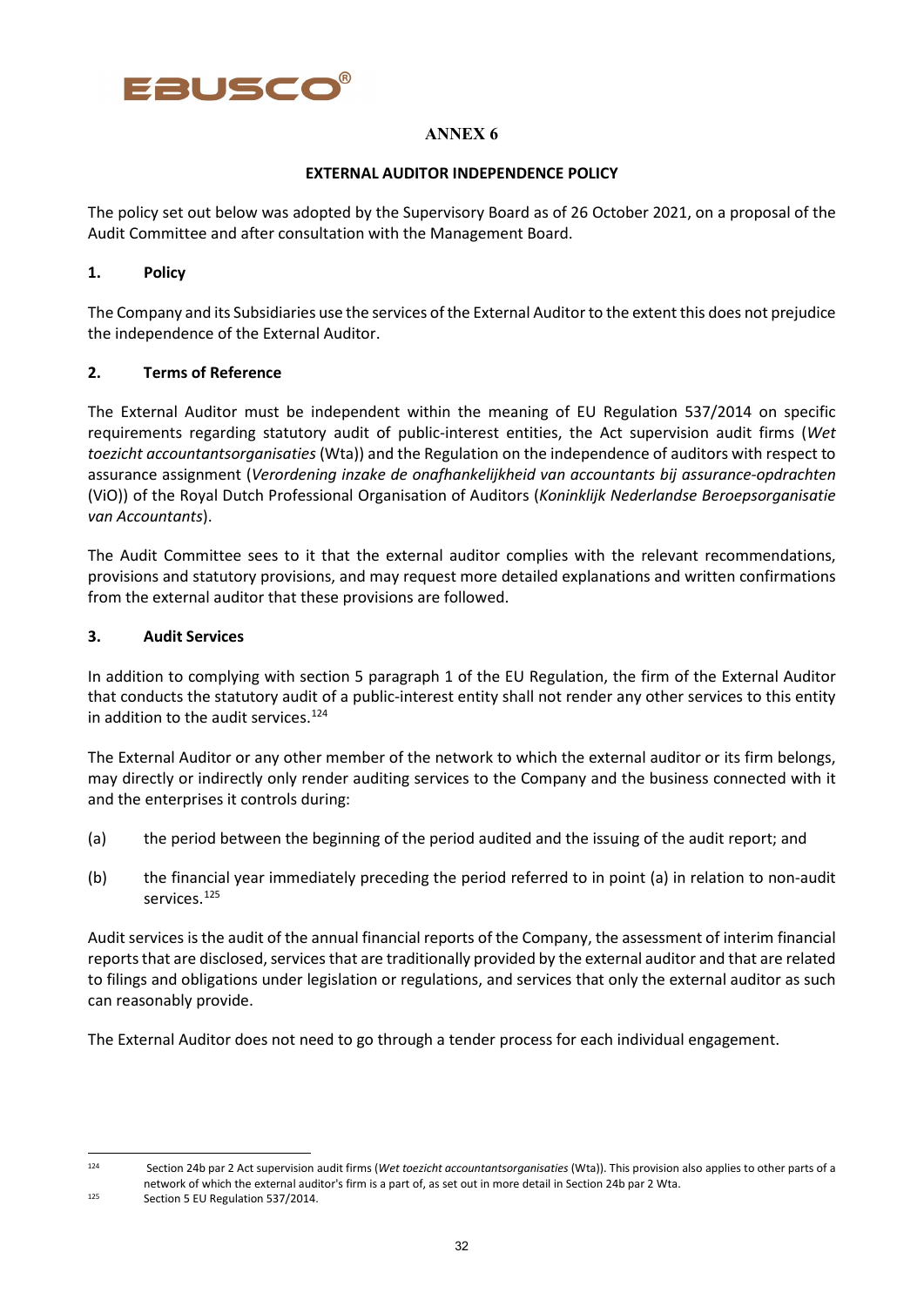# ANNEX 6

## EXTERNAL AUDITOR INDEPENDENCE POLICY

The policy set out below was adopted by the Supervisory Board as of 26 October 2021, on a proposal of the Audit Committee and after consultation with the Management Board.

### 1. Policy

The Company and its Subsidiaries use the services of the External Auditor to the extent this does not prejudice the independence of the External Auditor.

### 2. Terms of Reference

The External Auditor must be independent within the meaning of EU Regulation 537/2014 on specific requirements regarding statutory audit of public-interest entities, the Act supervision audit firms (*Wet toezicht accountantsorganisaties* (Wta)) and the Regulation on the independence of auditors with respect to assurance assignment (*Verordening inzake de onafhankelijkheid van accountants bij assurance-opdrachten* (ViO)) of the Royal Dutch Professional Organisation of Auditors (*Koninklijk Nederlandse Beroepsorganisatie van Accountants*).

The Audit Committee sees to it that the external auditor complies with the relevant recommendations, provisions and statutory provisions, and may request more detailed explanations and written confirmations from the external auditor that these provisions are followed.

### 3. Audit Services

In addition to complying with section 5 paragraph 1 of the EU Regulation, the firm of the External Auditor that conducts the statutory audit of a public-interest entity shall not render any other services to this entity in addition to the audit services.[124]

The External Auditor or any other member of the network to which the external auditor or its firm belongs, may directly or indirectly only render auditing services to the Company and the business connected with it and the enterprises it controls during:

(a) the period between the beginning of the period audited and the issuing of the audit report; and

(b) the financial year immediately preceding the period referred to in point (a) in relation to non-audit services.[125]

Audit services is the audit of the annual financial reports of the Company, the assessment of interim financial reports that are disclosed, services that are traditionally provided by the external auditor and that are related to filings and obligations under legislation or regulations, and services that only the external auditor as such can reasonably provide.

The External Auditor does not need to go through a tender process for each individual engagement.

---

[124] Section 24b par 2 Act supervision audit firms (*Wet toezicht accountantsorganisaties* (Wta)). This provision also applies to other parts of a network of which the external auditor's firm is a part of, as set out in more detail in Section 24b par 2 Wta.

[125] Section 5 EU Regulation 537/2014.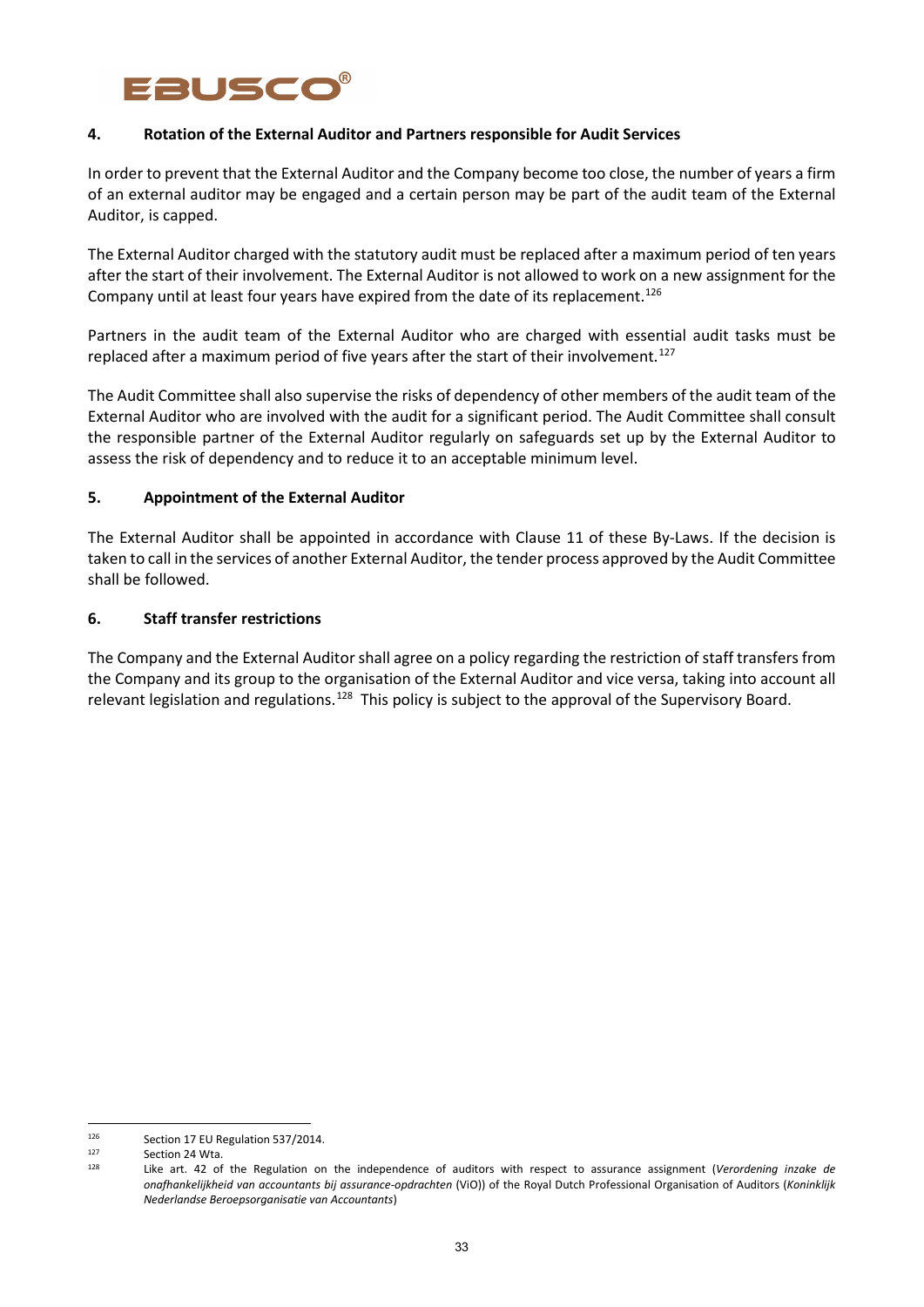## 4. Rotation of the External Auditor and Partners responsible for Audit Services

In order to prevent that the External Auditor and the Company become too close, the number of years a firm of an external auditor may be engaged and a certain person may be part of the audit team of the External Auditor, is capped.

The External Auditor charged with the statutory audit must be replaced after a maximum period of ten years after the start of their involvement. The External Auditor is not allowed to work on a new assignment for the Company until at least four years have expired from the date of its replacement.[126]

Partners in the audit team of the External Auditor who are charged with essential audit tasks must be replaced after a maximum period of five years after the start of their involvement.[127]

The Audit Committee shall also supervise the risks of dependency of other members of the audit team of the External Auditor who are involved with the audit for a significant period. The Audit Committee shall consult the responsible partner of the External Auditor regularly on safeguards set up by the External Auditor to assess the risk of dependency and to reduce it to an acceptable minimum level.

## 5. Appointment of the External Auditor

The External Auditor shall be appointed in accordance with Clause 11 of these By-Laws. If the decision is taken to call in the services of another External Auditor, the tender process approved by the Audit Committee shall be followed.

## 6. Staff transfer restrictions

The Company and the External Auditor shall agree on a policy regarding the restriction of staff transfers from the Company and its group to the organisation of the External Auditor and vice versa, taking into account all relevant legislation and regulations.[128] This policy is subject to the approval of the Supervisory Board.

---

[126] Section 17 EU Regulation 537/2014.

[127] Section 24 Wta.

[128] Like art. 42 of the Regulation on the independence of auditors with respect to assurance assignment (*Verordening inzake de onafhankelijkheid van accountants bij assurance-opdrachten* (ViO)) of the Royal Dutch Professional Organisation of Auditors (*Koninklijk Nederlandse Beroepsorganisatie van Accountants*)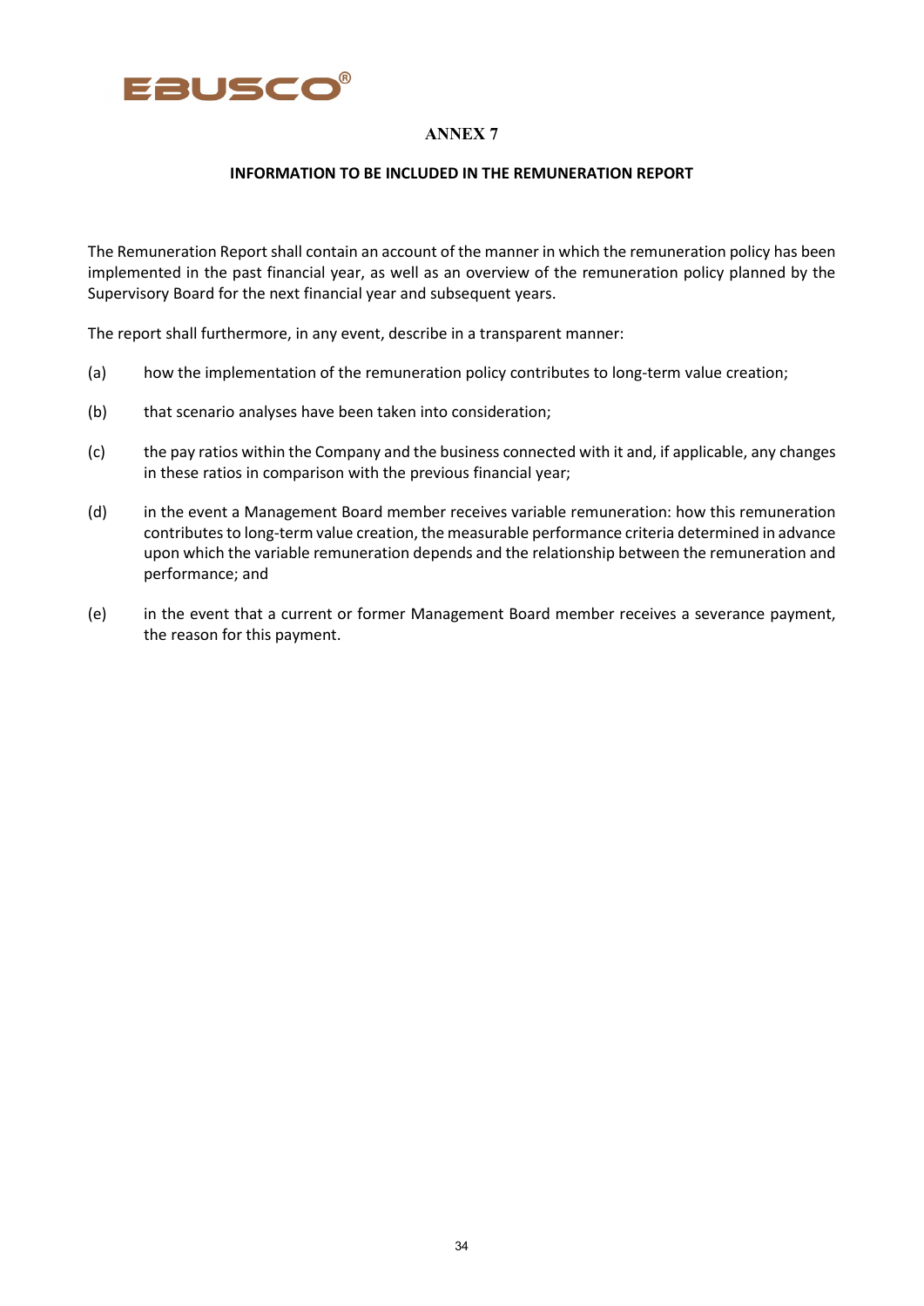# ANNEX 7

## INFORMATION TO BE INCLUDED IN THE REMUNERATION REPORT

The Remuneration Report shall contain an account of the manner in which the remuneration policy has been implemented in the past financial year, as well as an overview of the remuneration policy planned by the Supervisory Board for the next financial year and subsequent years.

The report shall furthermore, in any event, describe in a transparent manner:

(a) how the implementation of the remuneration policy contributes to long-term value creation;

(b) that scenario analyses have been taken into consideration;

(c) the pay ratios within the Company and the business connected with it and, if applicable, any changes in these ratios in comparison with the previous financial year;

(d) in the event a Management Board member receives variable remuneration: how this remuneration contributes to long-term value creation, the measurable performance criteria determined in advance upon which the variable remuneration depends and the relationship between the remuneration and performance; and

(e) in the event that a current or former Management Board member receives a severance payment, the reason for this payment.